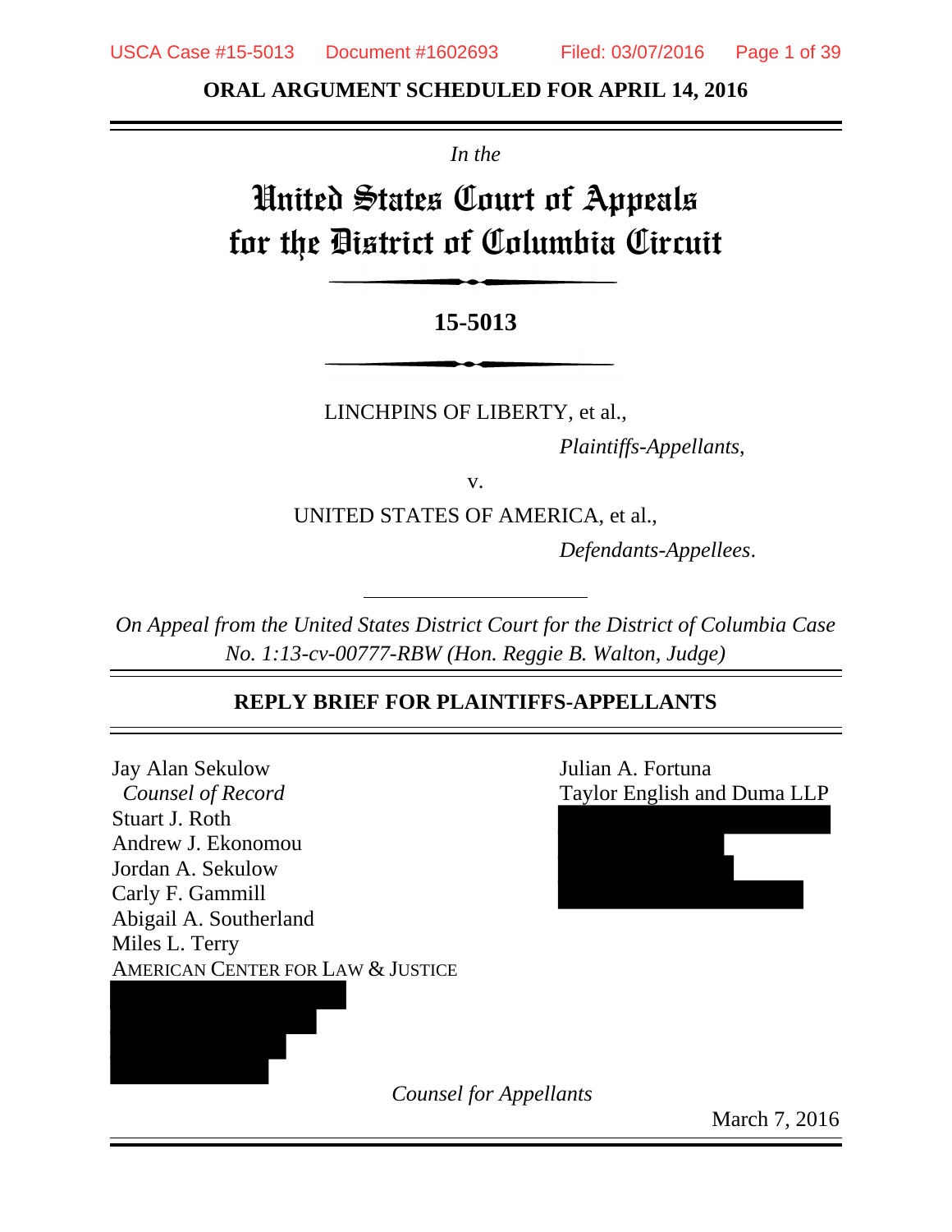**ORAL ARGUMENT SCHEDULED FOR APRIL 14, 2016**

*In the*

# United States Court of Appeals for the District of Columbia Circuit

**15-5013**

LINCHPINS OF LIBERTY, et al.,

*Plaintiffs-Appellants*,

v.

UNITED STATES OF AMERICA, et al.,

*Defendants-Appellees*.

*On Appeal from the United States District Court for the District of Columbia Case No. 1:13-cv-00777-RBW (Hon. Reggie B. Walton, Judge)*

## REPLY BRIEF FOR PLAINTIFFS-APPELLANTS

Jay Alan Sekulow
*Counsel of Record*
Stuart J. Roth
Andrew J. Ekonomou
Jordan A. Sekulow
Carly F. Gammill
Abigail A. Southerland
Miles L. Terry
AMERICAN CENTER FOR LAW & JUSTICE

Julian A. Fortuna
Taylor English and Duma LLP

*Counsel for Appellants*

March 7, 2016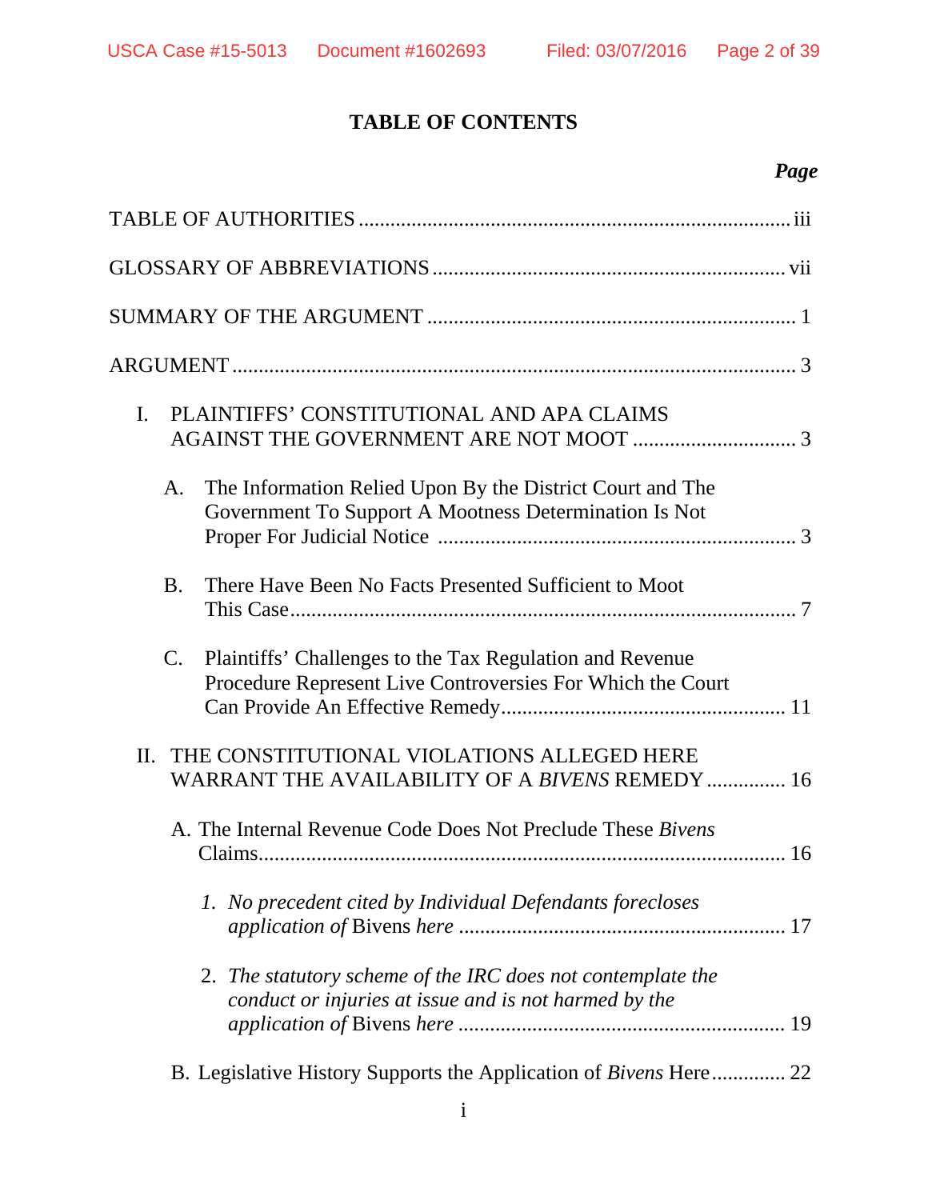# TABLE OF CONTENTS

| | Page |
|---|---|
| TABLE OF AUTHORITIES | iii |
| GLOSSARY OF ABBREVIATIONS | vii |
| SUMMARY OF THE ARGUMENT | 1 |
| ARGUMENT | 3 |
| I. PLAINTIFFS' CONSTITUTIONAL AND APA CLAIMS AGAINST THE GOVERNMENT ARE NOT MOOT | 3 |
| A. The Information Relied Upon By the District Court and The Government To Support A Mootness Determination Is Not Proper For Judicial Notice | 3 |
| B. There Have Been No Facts Presented Sufficient to Moot This Case | 7 |
| C. Plaintiffs' Challenges to the Tax Regulation and Revenue Procedure Represent Live Controversies For Which the Court Can Provide An Effective Remedy | 11 |
| II. THE CONSTITUTIONAL VIOLATIONS ALLEGED HERE WARRANT THE AVAILABILITY OF A *BIVENS* REMEDY | 16 |
| A. The Internal Revenue Code Does Not Preclude These *Bivens* Claims | 16 |
| *1. No precedent cited by Individual Defendants forecloses application of* Bivens *here* | 17 |
| *2. The statutory scheme of the IRC does not contemplate the conduct or injuries at issue and is not harmed by the application of* Bivens *here* | 19 |
| B. Legislative History Supports the Application of *Bivens* Here | 22 |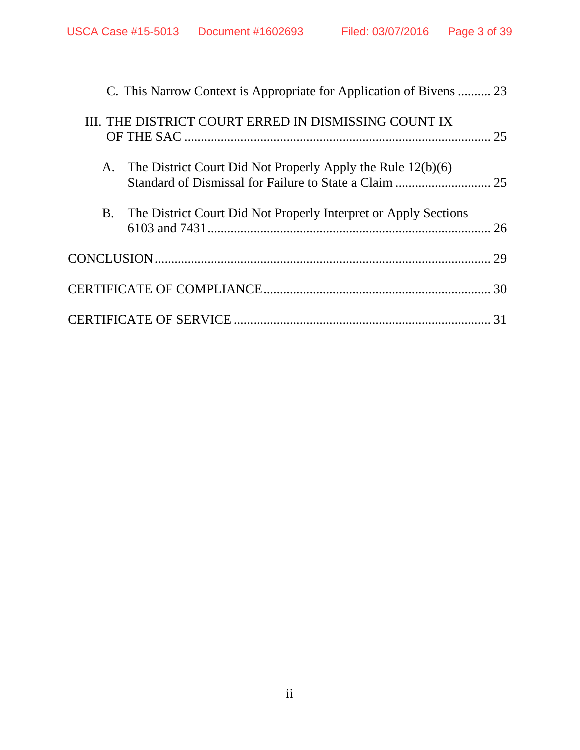C. This Narrow Context is Appropriate for Application of Bivens .......... 23

III. THE DISTRICT COURT ERRED IN DISMISSING COUNT IX OF THE SAC .......................................................................................... 25

A. The District Court Did Not Properly Apply the Rule 12(b)(6) Standard of Dismissal for Failure to State a Claim ............................ 25

B. The District Court Did Not Properly Interpret or Apply Sections 6103 and 7431..................................................................................... 26

CONCLUSION..................................................................................................... 29

CERTIFICATE OF COMPLIANCE.................................................................... 30

CERTIFICATE OF SERVICE ............................................................................. 31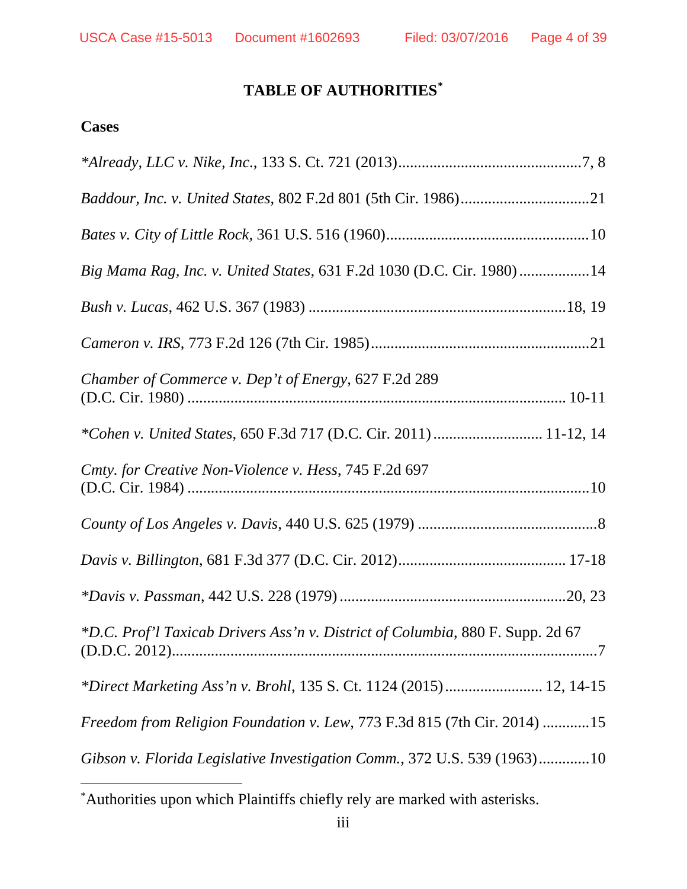# TABLE OF AUTHORITIES[*]

## Cases

*\*Already, LLC v. Nike, Inc.*, 133 S. Ct. 721 (2013)...............................................7, 8

*Baddour, Inc. v. United States*, 802 F.2d 801 (5th Cir. 1986).................................21

*Bates v. City of Little Rock*, 361 U.S. 516 (1960)...................................................10

*Big Mama Rag, Inc. v. United States*, 631 F.2d 1030 (D.C. Cir. 1980).................14

*Bush v. Lucas*, 462 U.S. 367 (1983) .................................................................18, 19

*Cameron v. IRS*, 773 F.2d 126 (7th Cir. 1985).......................................................21

*Chamber of Commerce v. Dep't of Energy*, 627 F.2d 289 (D.C. Cir. 1980) ............................................................................................ 10-11

*\*Cohen v. United States*, 650 F.3d 717 (D.C. Cir. 2011)........................... 11-12, 14

*Cmty. for Creative Non-Violence v. Hess*, 745 F.2d 697 (D.C. Cir. 1984) .....................................................................................................10

*County of Los Angeles v. Davis*, 440 U.S. 625 (1979) ..............................................8

*Davis v. Billington*, 681 F.3d 377 (D.C. Cir. 2012).......................................... 17-18

*\*Davis v. Passman*, 442 U.S. 228 (1979) .........................................................20, 23

*\*D.C. Prof'l Taxicab Drivers Ass'n v. District of Columbia*, 880 F. Supp. 2d 67 (D.D.C. 2012)...........................................................................................................7

*\*Direct Marketing Ass'n v. Brohl*, 135 S. Ct. 1124 (2015)........................ 12, 14-15

*Freedom from Religion Foundation v. Lew*, 773 F.3d 815 (7th Cir. 2014) ............15

*Gibson v. Florida Legislative Investigation Comm.*, 372 U.S. 539 (1963).............10

---

[*] Authorities upon which Plaintiffs chiefly rely are marked with asterisks.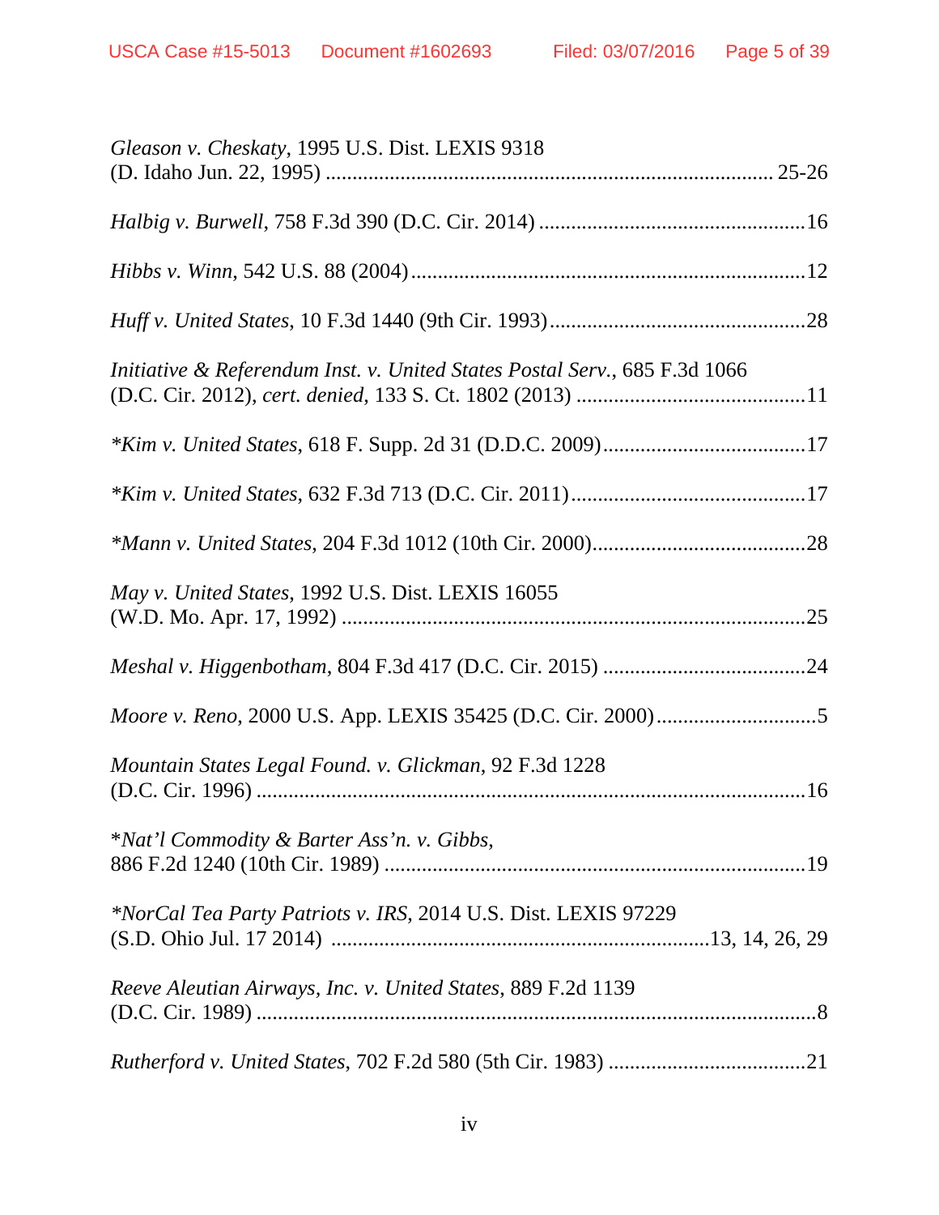*Gleason v. Cheskaty*, 1995 U.S. Dist. LEXIS 9318 (D. Idaho Jun. 22, 1995) .................................................................................. 25-26

*Halbig v. Burwell*, 758 F.3d 390 (D.C. Cir. 2014) .................................................16

*Hibbs v. Winn*, 542 U.S. 88 (2004).........................................................................12

*Huff v. United States*, 10 F.3d 1440 (9th Cir. 1993)...............................................28

*Initiative & Referendum Inst. v. United States Postal Serv.*, 685 F.3d 1066 (D.C. Cir. 2012), *cert. denied*, 133 S. Ct. 1802 (2013) ..........................................11

*\*Kim v. United States*, 618 F. Supp. 2d 31 (D.D.C. 2009).....................................17

*\*Kim v. United States*, 632 F.3d 713 (D.C. Cir. 2011)............................................17

*\*Mann v. United States*, 204 F.3d 1012 (10th Cir. 2000)........................................28

*May v. United States*, 1992 U.S. Dist. LEXIS 16055 (W.D. Mo. Apr. 17, 1992) ......................................................................................25

*Meshal v. Higgenbotham*, 804 F.3d 417 (D.C. Cir. 2015) ......................................24

*Moore v. Reno*, 2000 U.S. App. LEXIS 35425 (D.C. Cir. 2000).............................5

*Mountain States Legal Found. v. Glickman*, 92 F.3d 1228 (D.C. Cir. 1996) ......................................................................................................16

*\*Nat'l Commodity & Barter Ass'n. v. Gibbs*, 886 F.2d 1240 (10th Cir. 1989) ..............................................................................19

*\*NorCal Tea Party Patriots v. IRS*, 2014 U.S. Dist. LEXIS 97229 (S.D. Ohio Jul. 17 2014) ......................................................................13, 14, 26, 29

*Reeve Aleutian Airways, Inc. v. United States*, 889 F.2d 1139 (D.C. Cir. 1989) ........................................................................................................8

*Rutherford v. United States*, 702 F.2d 580 (5th Cir. 1983) .....................................21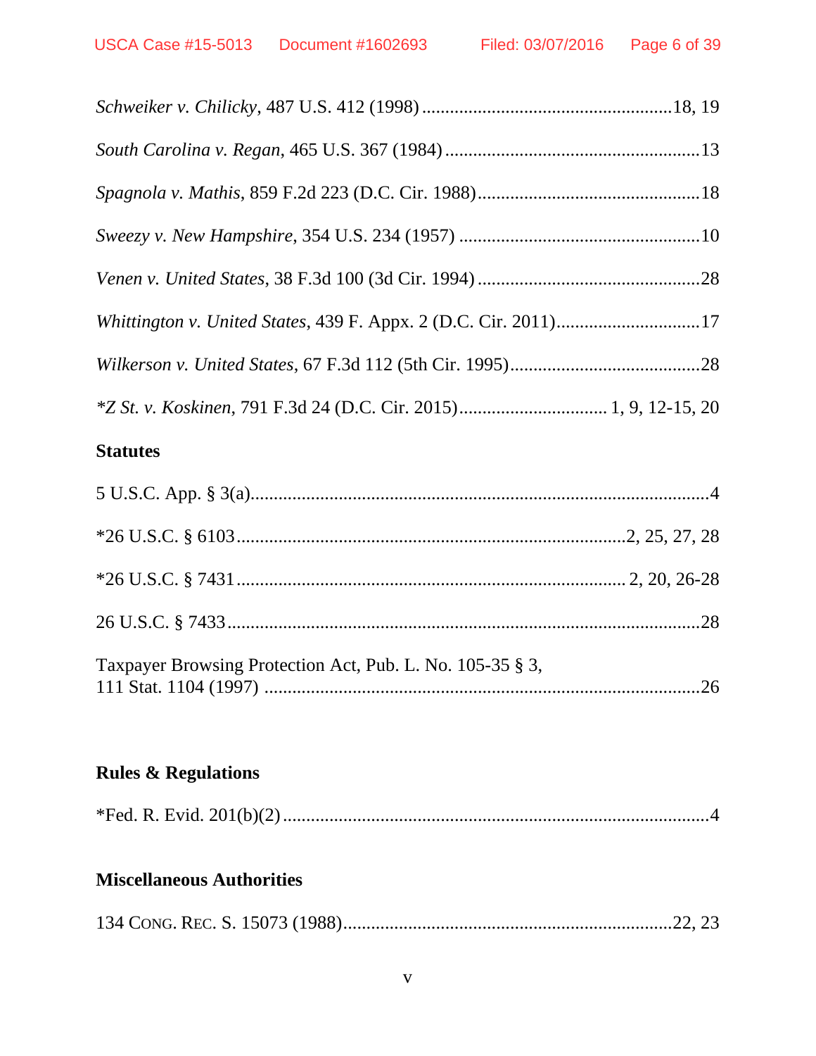*Schweiker v. Chilicky*, 487 U.S. 412 (1998) ....................................................18, 19

*South Carolina v. Regan*, 465 U.S. 367 (1984) ......................................................13

*Spagnola v. Mathis*, 859 F.2d 223 (D.C. Cir. 1988)................................................18

*Sweezy v. New Hampshire*, 354 U.S. 234 (1957) ....................................................10

*Venen v. United States*, 38 F.3d 100 (3d Cir. 1994) ................................................28

*Whittington v. United States*, 439 F. Appx. 2 (D.C. Cir. 2011)...............................17

*Wilkerson v. United States*, 67 F.3d 112 (5th Cir. 1995).........................................28

**Z St. v. Koskinen*, 791 F.3d 24 (D.C. Cir. 2015)............................... 1, 9, 12-15, 20

**Statutes**

5 U.S.C. App. § 3(a)..................................................................................................4

*26 U.S.C. § 6103...................................................................................2, 25, 27, 28

*26 U.S.C. § 7431.................................................................................. 2, 20, 26-28

26 U.S.C. § 7433......................................................................................................28

Taxpayer Browsing Protection Act, Pub. L. No. 105-35 § 3, 111 Stat. 1104 (1997) .............................................................................................26

**Rules & Regulations**

*Fed. R. Evid. 201(b)(2) ............................................................................................4

**Miscellaneous Authorities**

134 CONG. REC. S. 15073 (1988)......................................................................22, 23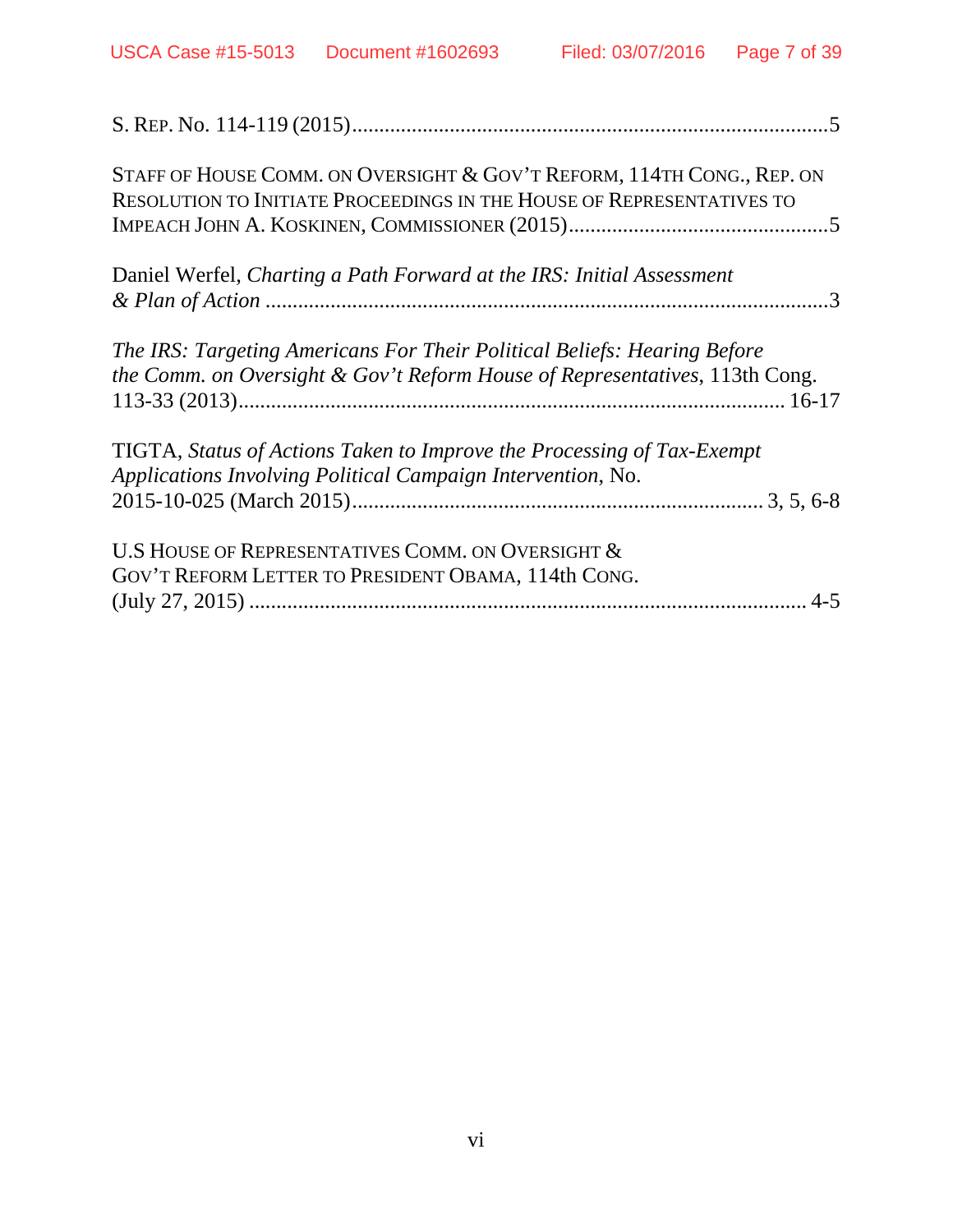S. REP. NO. 114-119 (2015)........................................................................................5

STAFF OF HOUSE COMM. ON OVERSIGHT & GOV'T REFORM, 114TH CONG., REP. ON RESOLUTION TO INITIATE PROCEEDINGS IN THE HOUSE OF REPRESENTATIVES TO IMPEACH JOHN A. KOSKINEN, COMMISSIONER (2015)................................................5

Daniel Werfel, *Charting a Path Forward at the IRS: Initial Assessment & Plan of Action* ..........................................................................................................3

*The IRS: Targeting Americans For Their Political Beliefs: Hearing Before the Comm. on Oversight & Gov't Reform House of Representatives*, 113th Cong. 113-33 (2013)..................................................................................................16-17

TIGTA, *Status of Actions Taken to Improve the Processing of Tax-Exempt Applications Involving Political Campaign Intervention*, No. 2015-10-025 (March 2015)............................................................................3, 5, 6-8

U.S HOUSE OF REPRESENTATIVES COMM. ON OVERSIGHT & GOV'T REFORM LETTER TO PRESIDENT OBAMA, 114th CONG. (July 27, 2015) ..........................................................................................................4-5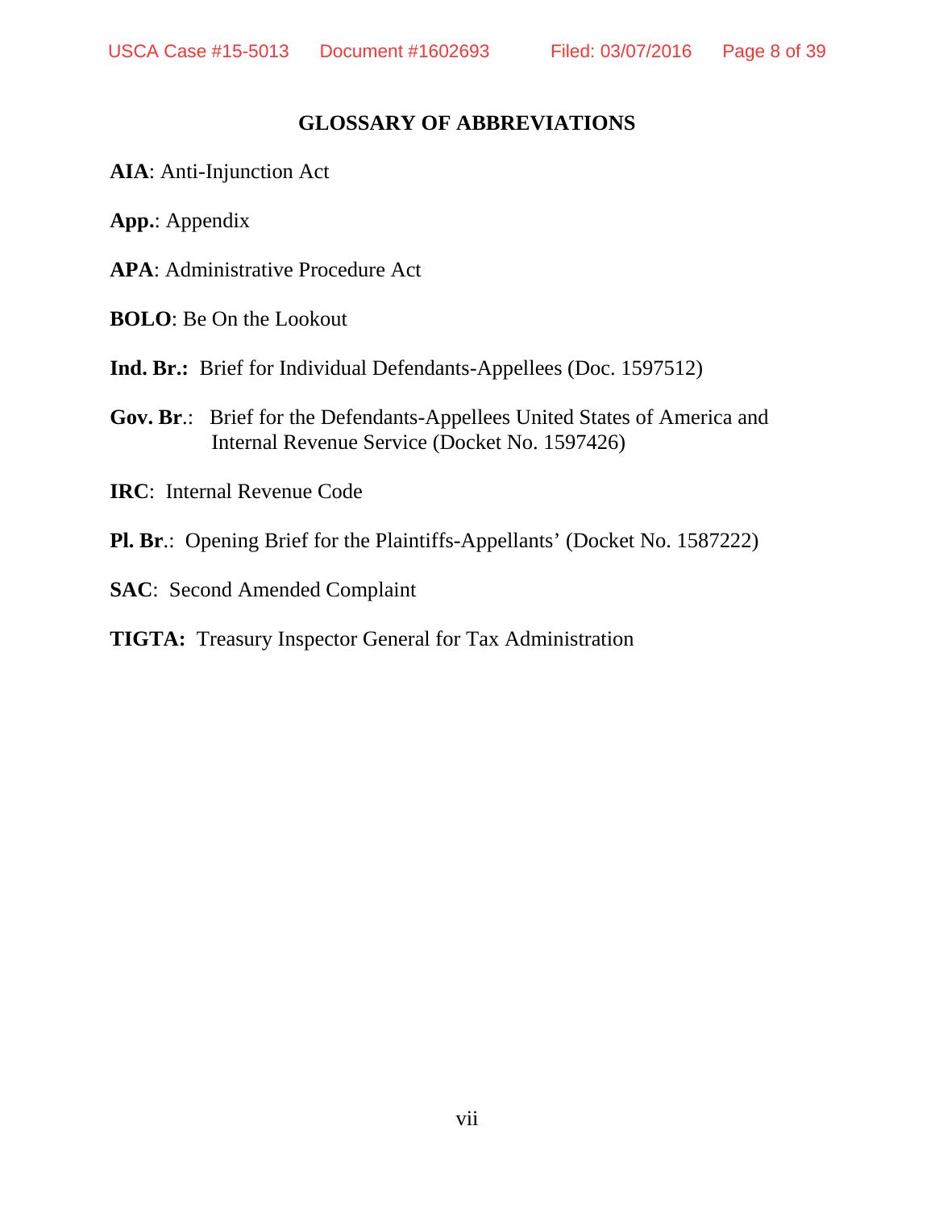## GLOSSARY OF ABBREVIATIONS

**AIA**: Anti-Injunction Act

**App.**: Appendix

**APA**: Administrative Procedure Act

**BOLO**: Be On the Lookout

**Ind. Br.:** Brief for Individual Defendants-Appellees (Doc. 1597512)

**Gov. Br**.: Brief for the Defendants-Appellees United States of America and Internal Revenue Service (Docket No. 1597426)

**IRC**: Internal Revenue Code

**Pl. Br**.: Opening Brief for the Plaintiffs-Appellants' (Docket No. 1587222)

**SAC**: Second Amended Complaint

**TIGTA:** Treasury Inspector General for Tax Administration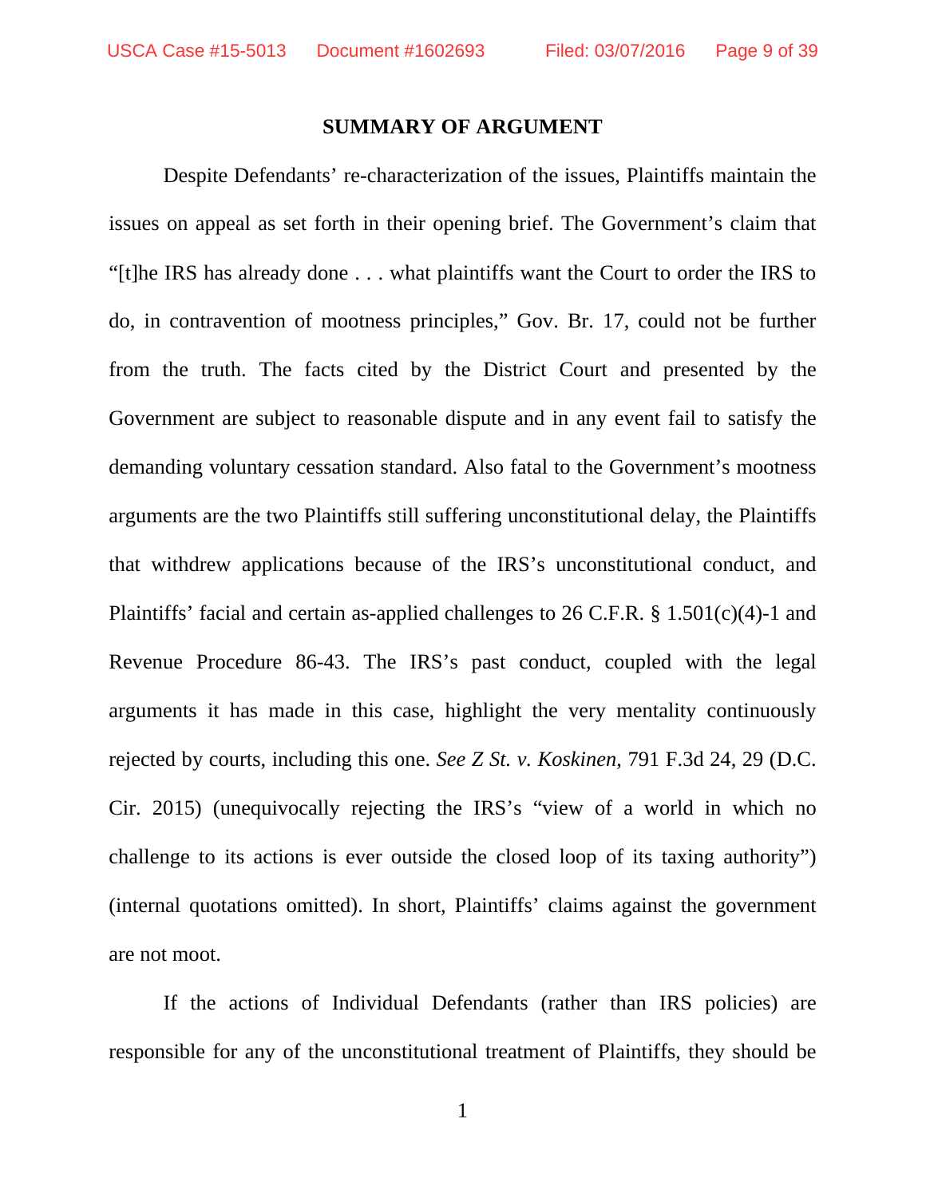## SUMMARY OF ARGUMENT

Despite Defendants' re-characterization of the issues, Plaintiffs maintain the issues on appeal as set forth in their opening brief. The Government's claim that "[t]he IRS has already done . . . what plaintiffs want the Court to order the IRS to do, in contravention of mootness principles," Gov. Br. 17, could not be further from the truth. The facts cited by the District Court and presented by the Government are subject to reasonable dispute and in any event fail to satisfy the demanding voluntary cessation standard. Also fatal to the Government's mootness arguments are the two Plaintiffs still suffering unconstitutional delay, the Plaintiffs that withdrew applications because of the IRS's unconstitutional conduct, and Plaintiffs' facial and certain as-applied challenges to 26 C.F.R. § 1.501(c)(4)-1 and Revenue Procedure 86-43. The IRS's past conduct, coupled with the legal arguments it has made in this case, highlight the very mentality continuously rejected by courts, including this one. *See Z St. v. Koskinen*, 791 F.3d 24, 29 (D.C. Cir. 2015) (unequivocally rejecting the IRS's "view of a world in which no challenge to its actions is ever outside the closed loop of its taxing authority") (internal quotations omitted). In short, Plaintiffs' claims against the government are not moot.

If the actions of Individual Defendants (rather than IRS policies) are responsible for any of the unconstitutional treatment of Plaintiffs, they should be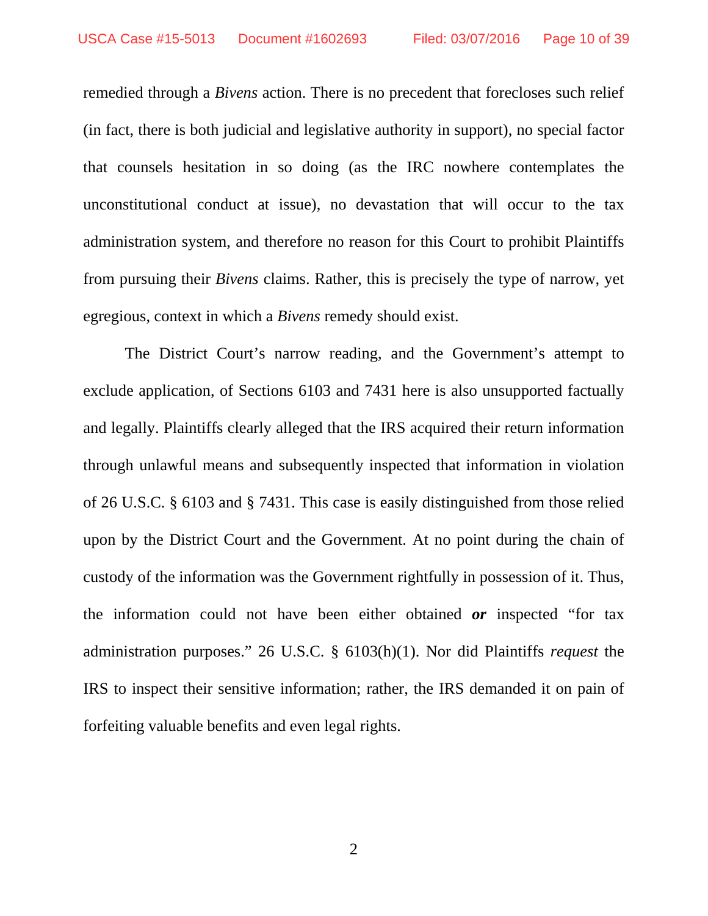remedied through a *Bivens* action. There is no precedent that forecloses such relief (in fact, there is both judicial and legislative authority in support), no special factor that counsels hesitation in so doing (as the IRC nowhere contemplates the unconstitutional conduct at issue), no devastation that will occur to the tax administration system, and therefore no reason for this Court to prohibit Plaintiffs from pursuing their *Bivens* claims. Rather, this is precisely the type of narrow, yet egregious, context in which a *Bivens* remedy should exist.

The District Court's narrow reading, and the Government's attempt to exclude application, of Sections 6103 and 7431 here is also unsupported factually and legally. Plaintiffs clearly alleged that the IRS acquired their return information through unlawful means and subsequently inspected that information in violation of 26 U.S.C. § 6103 and § 7431. This case is easily distinguished from those relied upon by the District Court and the Government. At no point during the chain of custody of the information was the Government rightfully in possession of it. Thus, the information could not have been either obtained ***or*** inspected "for tax administration purposes." 26 U.S.C. § 6103(h)(1). Nor did Plaintiffs *request* the IRS to inspect their sensitive information; rather, the IRS demanded it on pain of forfeiting valuable benefits and even legal rights.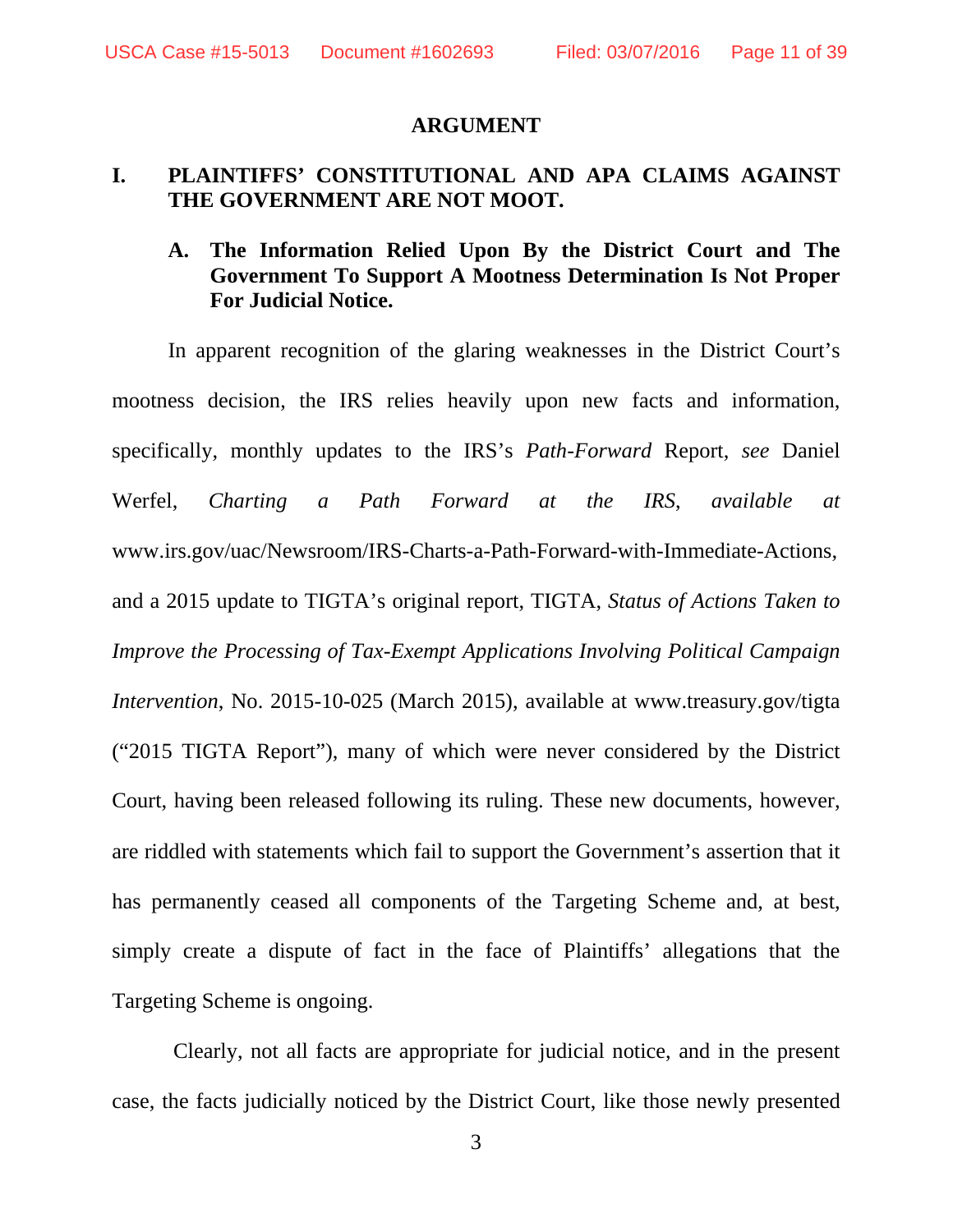## ARGUMENT

### I. PLAINTIFFS' CONSTITUTIONAL AND APA CLAIMS AGAINST THE GOVERNMENT ARE NOT MOOT.

#### A. The Information Relied Upon By the District Court and The Government To Support A Mootness Determination Is Not Proper For Judicial Notice.

In apparent recognition of the glaring weaknesses in the District Court's mootness decision, the IRS relies heavily upon new facts and information, specifically, monthly updates to the IRS's *Path-Forward* Report, *see* Daniel Werfel, *Charting a Path Forward at the IRS*, *available at* www.irs.gov/uac/Newsroom/IRS-Charts-a-Path-Forward-with-Immediate-Actions, and a 2015 update to TIGTA's original report, TIGTA, *Status of Actions Taken to Improve the Processing of Tax-Exempt Applications Involving Political Campaign Intervention*, No. 2015-10-025 (March 2015), available at www.treasury.gov/tigta ("2015 TIGTA Report"), many of which were never considered by the District Court, having been released following its ruling. These new documents, however, are riddled with statements which fail to support the Government's assertion that it has permanently ceased all components of the Targeting Scheme and, at best, simply create a dispute of fact in the face of Plaintiffs' allegations that the Targeting Scheme is ongoing.

Clearly, not all facts are appropriate for judicial notice, and in the present case, the facts judicially noticed by the District Court, like those newly presented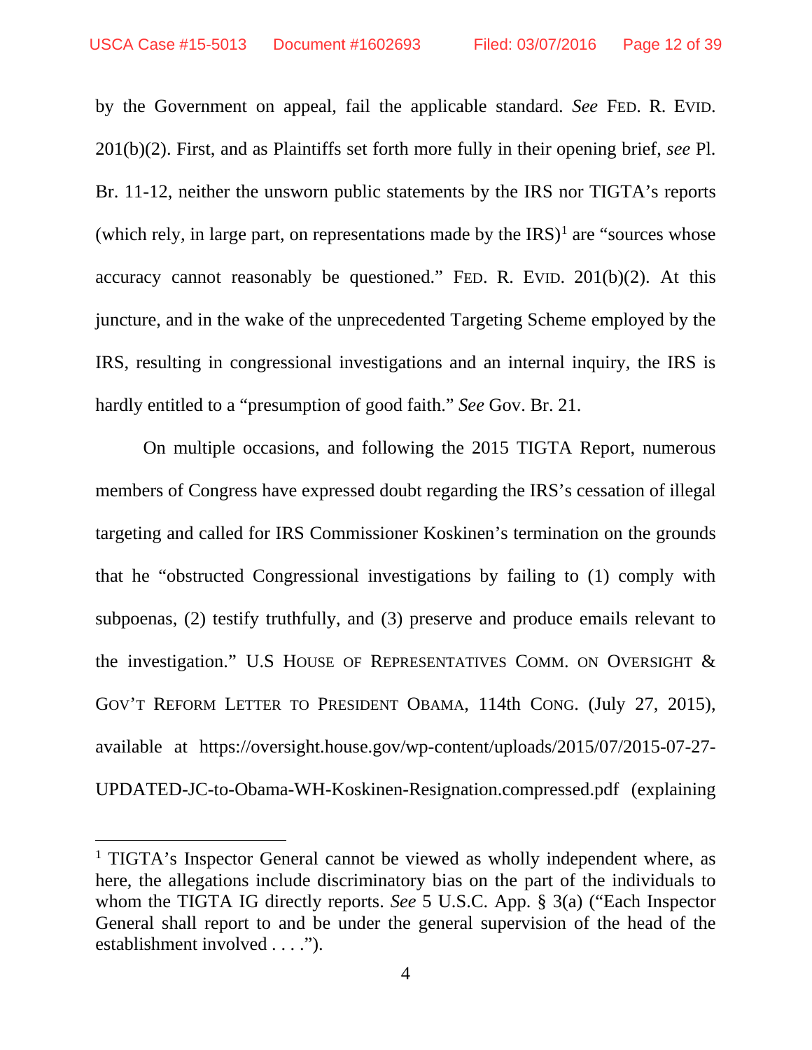by the Government on appeal, fail the applicable standard. *See* FED. R. EVID. 201(b)(2). First, and as Plaintiffs set forth more fully in their opening brief, *see* Pl. Br. 11-12, neither the unsworn public statements by the IRS nor TIGTA's reports (which rely, in large part, on representations made by the IRS)[1] are "sources whose accuracy cannot reasonably be questioned." FED. R. EVID. 201(b)(2). At this juncture, and in the wake of the unprecedented Targeting Scheme employed by the IRS, resulting in congressional investigations and an internal inquiry, the IRS is hardly entitled to a "presumption of good faith." *See* Gov. Br. 21.

On multiple occasions, and following the 2015 TIGTA Report, numerous members of Congress have expressed doubt regarding the IRS's cessation of illegal targeting and called for IRS Commissioner Koskinen's termination on the grounds that he "obstructed Congressional investigations by failing to (1) comply with subpoenas, (2) testify truthfully, and (3) preserve and produce emails relevant to the investigation." U.S HOUSE OF REPRESENTATIVES COMM. ON OVERSIGHT & GOV'T REFORM LETTER TO PRESIDENT OBAMA, 114th CONG. (July 27, 2015), available at https://oversight.house.gov/wp-content/uploads/2015/07/2015-07-27-UPDATED-JC-to-Obama-WH-Koskinen-Resignation.compressed.pdf (explaining

---

[1] TIGTA's Inspector General cannot be viewed as wholly independent where, as here, the allegations include discriminatory bias on the part of the individuals to whom the TIGTA IG directly reports. *See* 5 U.S.C. App. § 3(a) ("Each Inspector General shall report to and be under the general supervision of the head of the establishment involved . . . .").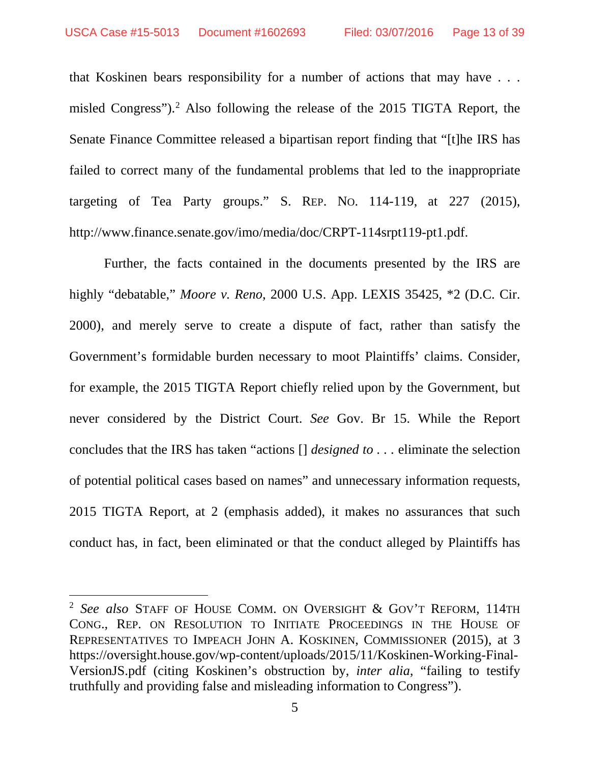that Koskinen bears responsibility for a number of actions that may have . . . misled Congress").[2] Also following the release of the 2015 TIGTA Report, the Senate Finance Committee released a bipartisan report finding that "[t]he IRS has failed to correct many of the fundamental problems that led to the inappropriate targeting of Tea Party groups." S. REP. NO. 114-119, at 227 (2015), http://www.finance.senate.gov/imo/media/doc/CRPT-114srpt119-pt1.pdf.

Further, the facts contained in the documents presented by the IRS are highly "debatable," *Moore v. Reno*, 2000 U.S. App. LEXIS 35425, *2 (D.C. Cir. 2000), and merely serve to create a dispute of fact, rather than satisfy the Government's formidable burden necessary to moot Plaintiffs' claims. Consider, for example, the 2015 TIGTA Report chiefly relied upon by the Government, but never considered by the District Court. *See* Gov. Br 15. While the Report concludes that the IRS has taken "actions [] *designed to* . . . eliminate the selection of potential political cases based on names" and unnecessary information requests, 2015 TIGTA Report, at 2 (emphasis added), it makes no assurances that such conduct has, in fact, been eliminated or that the conduct alleged by Plaintiffs has

---

[2] *See also* STAFF OF HOUSE COMM. ON OVERSIGHT & GOV'T REFORM, 114TH CONG., REP. ON RESOLUTION TO INITIATE PROCEEDINGS IN THE HOUSE OF REPRESENTATIVES TO IMPEACH JOHN A. KOSKINEN, COMMISSIONER (2015), at 3 https://oversight.house.gov/wp-content/uploads/2015/11/Koskinen-Working-Final-VersionJS.pdf (citing Koskinen's obstruction by, *inter alia*, "failing to testify truthfully and providing false and misleading information to Congress").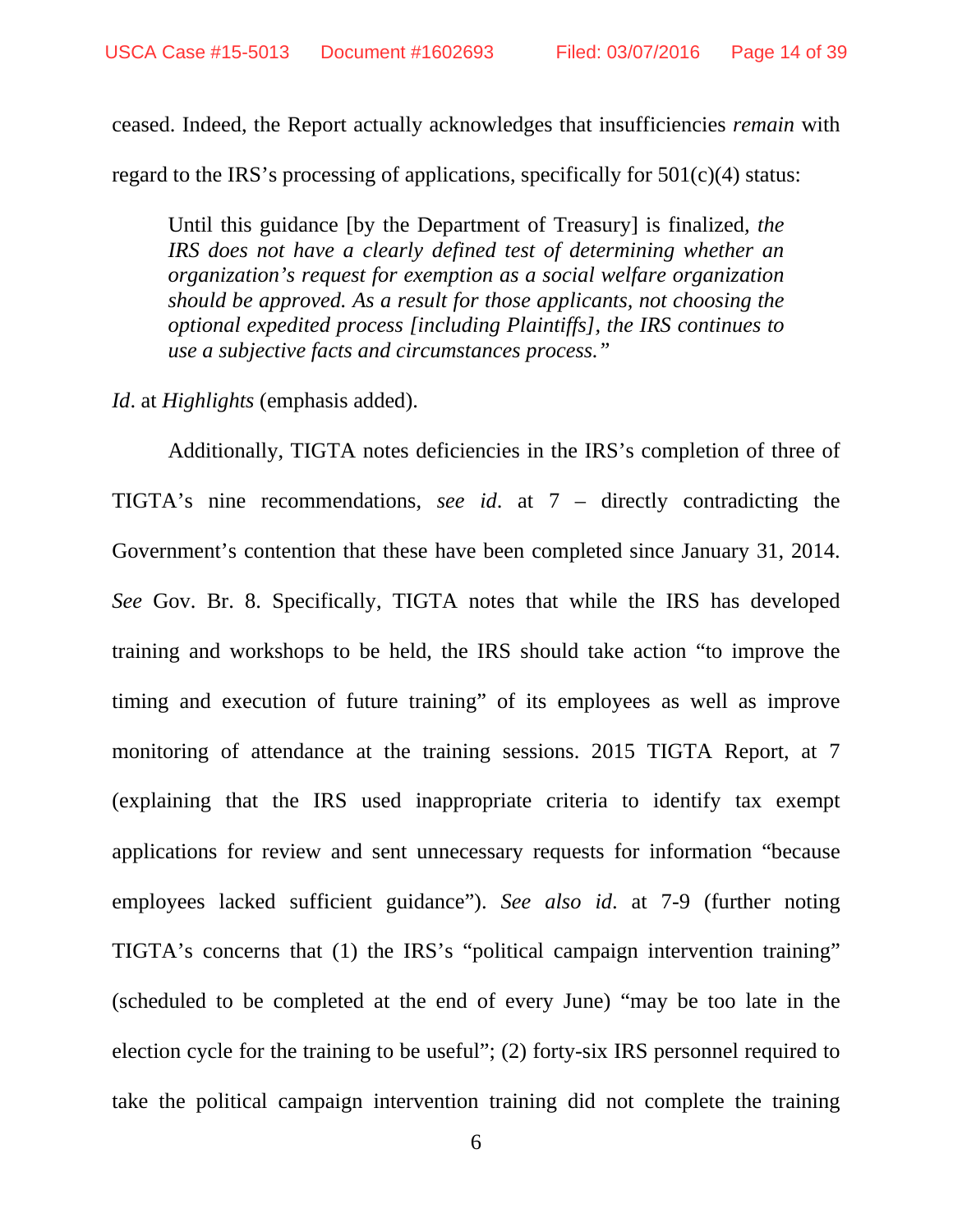ceased. Indeed, the Report actually acknowledges that insufficiencies *remain* with regard to the IRS's processing of applications, specifically for 501(c)(4) status:

> Until this guidance [by the Department of Treasury] is finalized, *the IRS does not have a clearly defined test of determining whether an organization's request for exemption as a social welfare organization should be approved. As a result for those applicants, not choosing the optional expedited process [including Plaintiffs], the IRS continues to use a subjective facts and circumstances process."*

*Id*. at *Highlights* (emphasis added).

Additionally, TIGTA notes deficiencies in the IRS's completion of three of TIGTA's nine recommendations, *see id*. at 7 – directly contradicting the Government's contention that these have been completed since January 31, 2014. *See* Gov. Br. 8. Specifically, TIGTA notes that while the IRS has developed training and workshops to be held, the IRS should take action "to improve the timing and execution of future training" of its employees as well as improve monitoring of attendance at the training sessions. 2015 TIGTA Report, at 7 (explaining that the IRS used inappropriate criteria to identify tax exempt applications for review and sent unnecessary requests for information "because employees lacked sufficient guidance"). *See also id*. at 7-9 (further noting TIGTA's concerns that (1) the IRS's "political campaign intervention training" (scheduled to be completed at the end of every June) "may be too late in the election cycle for the training to be useful"; (2) forty-six IRS personnel required to take the political campaign intervention training did not complete the training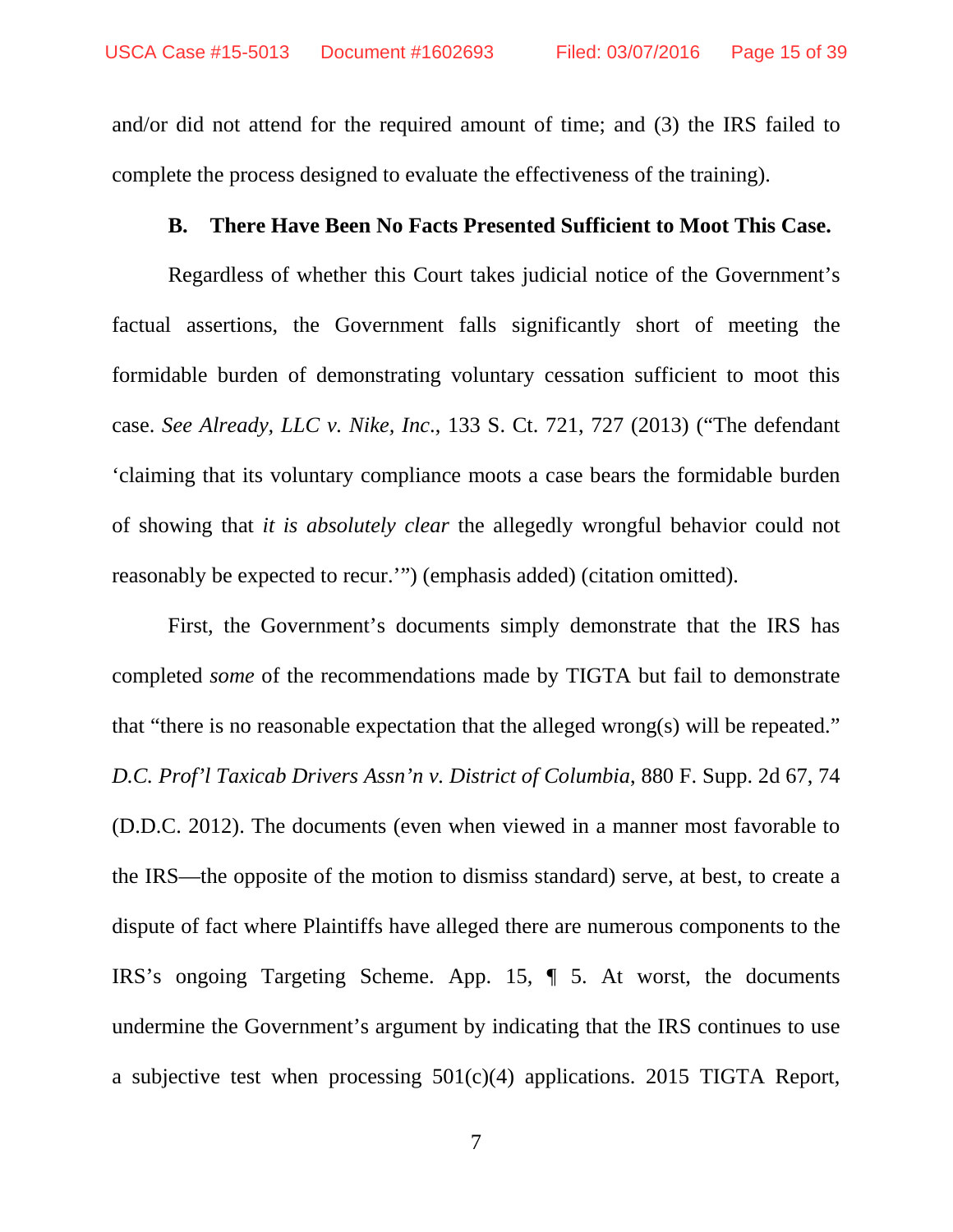and/or did not attend for the required amount of time; and (3) the IRS failed to complete the process designed to evaluate the effectiveness of the training).

### B. There Have Been No Facts Presented Sufficient to Moot This Case.

Regardless of whether this Court takes judicial notice of the Government's factual assertions, the Government falls significantly short of meeting the formidable burden of demonstrating voluntary cessation sufficient to moot this case. *See Already, LLC v. Nike, Inc.*, 133 S. Ct. 721, 727 (2013) ("The defendant 'claiming that its voluntary compliance moots a case bears the formidable burden of showing that *it is absolutely clear* the allegedly wrongful behavior could not reasonably be expected to recur.'") (emphasis added) (citation omitted).

First, the Government's documents simply demonstrate that the IRS has completed *some* of the recommendations made by TIGTA but fail to demonstrate that "there is no reasonable expectation that the alleged wrong(s) will be repeated." *D.C. Prof'l Taxicab Drivers Assn'n v. District of Columbia*, 880 F. Supp. 2d 67, 74 (D.D.C. 2012). The documents (even when viewed in a manner most favorable to the IRS—the opposite of the motion to dismiss standard) serve, at best, to create a dispute of fact where Plaintiffs have alleged there are numerous components to the IRS's ongoing Targeting Scheme. App. 15, ¶ 5. At worst, the documents undermine the Government's argument by indicating that the IRS continues to use a subjective test when processing 501(c)(4) applications. 2015 TIGTA Report,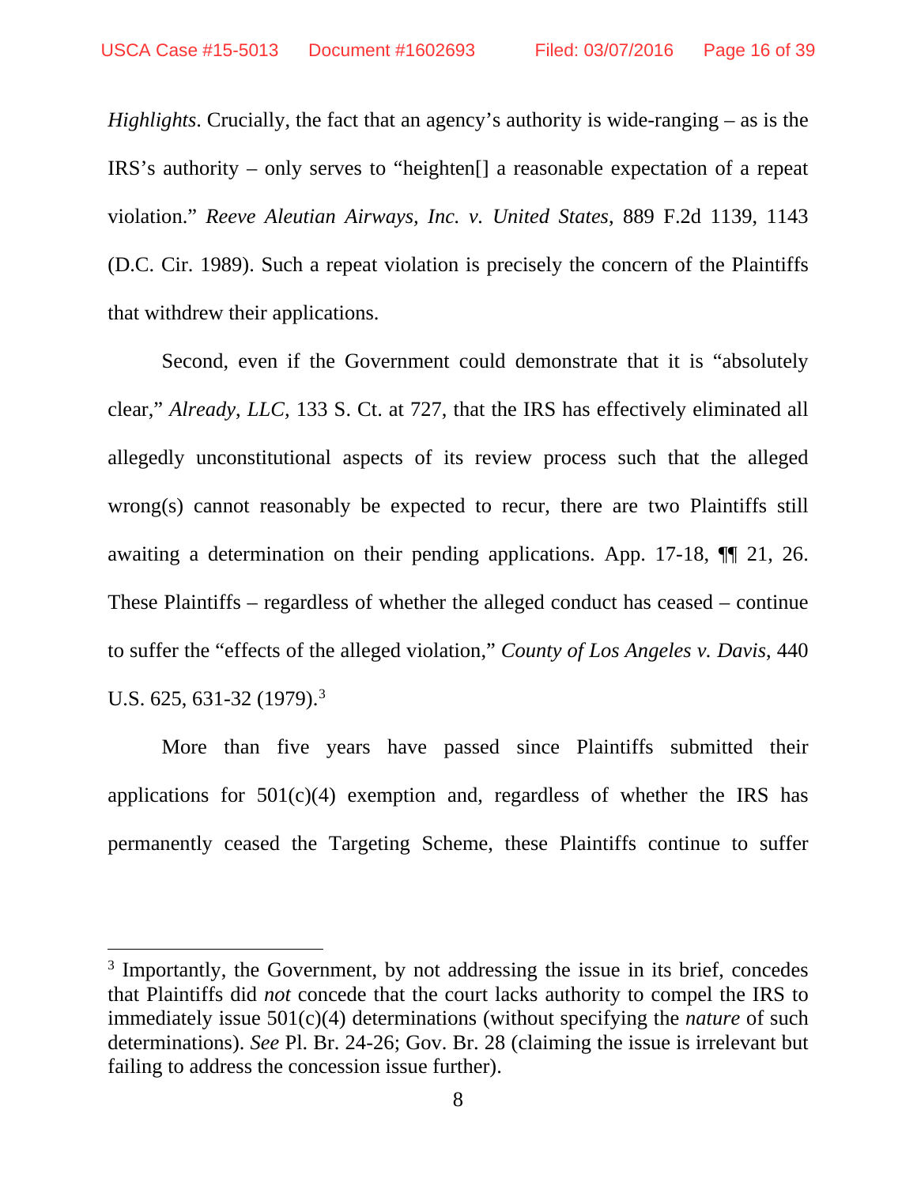*Highlights*. Crucially, the fact that an agency's authority is wide-ranging – as is the IRS's authority – only serves to "heighten[] a reasonable expectation of a repeat violation." *Reeve Aleutian Airways, Inc. v. United States*, 889 F.2d 1139, 1143 (D.C. Cir. 1989). Such a repeat violation is precisely the concern of the Plaintiffs that withdrew their applications.

Second, even if the Government could demonstrate that it is "absolutely clear," *Already, LLC*, 133 S. Ct. at 727, that the IRS has effectively eliminated all allegedly unconstitutional aspects of its review process such that the alleged wrong(s) cannot reasonably be expected to recur, there are two Plaintiffs still awaiting a determination on their pending applications. App. 17-18, ¶¶ 21, 26. These Plaintiffs – regardless of whether the alleged conduct has ceased – continue to suffer the "effects of the alleged violation," *County of Los Angeles v. Davis*, 440 U.S. 625, 631-32 (1979).[3]

More than five years have passed since Plaintiffs submitted their applications for 501(c)(4) exemption and, regardless of whether the IRS has permanently ceased the Targeting Scheme, these Plaintiffs continue to suffer

[3] Importantly, the Government, by not addressing the issue in its brief, concedes that Plaintiffs did *not* concede that the court lacks authority to compel the IRS to immediately issue 501(c)(4) determinations (without specifying the *nature* of such determinations). *See* Pl. Br. 24-26; Gov. Br. 28 (claiming the issue is irrelevant but failing to address the concession issue further).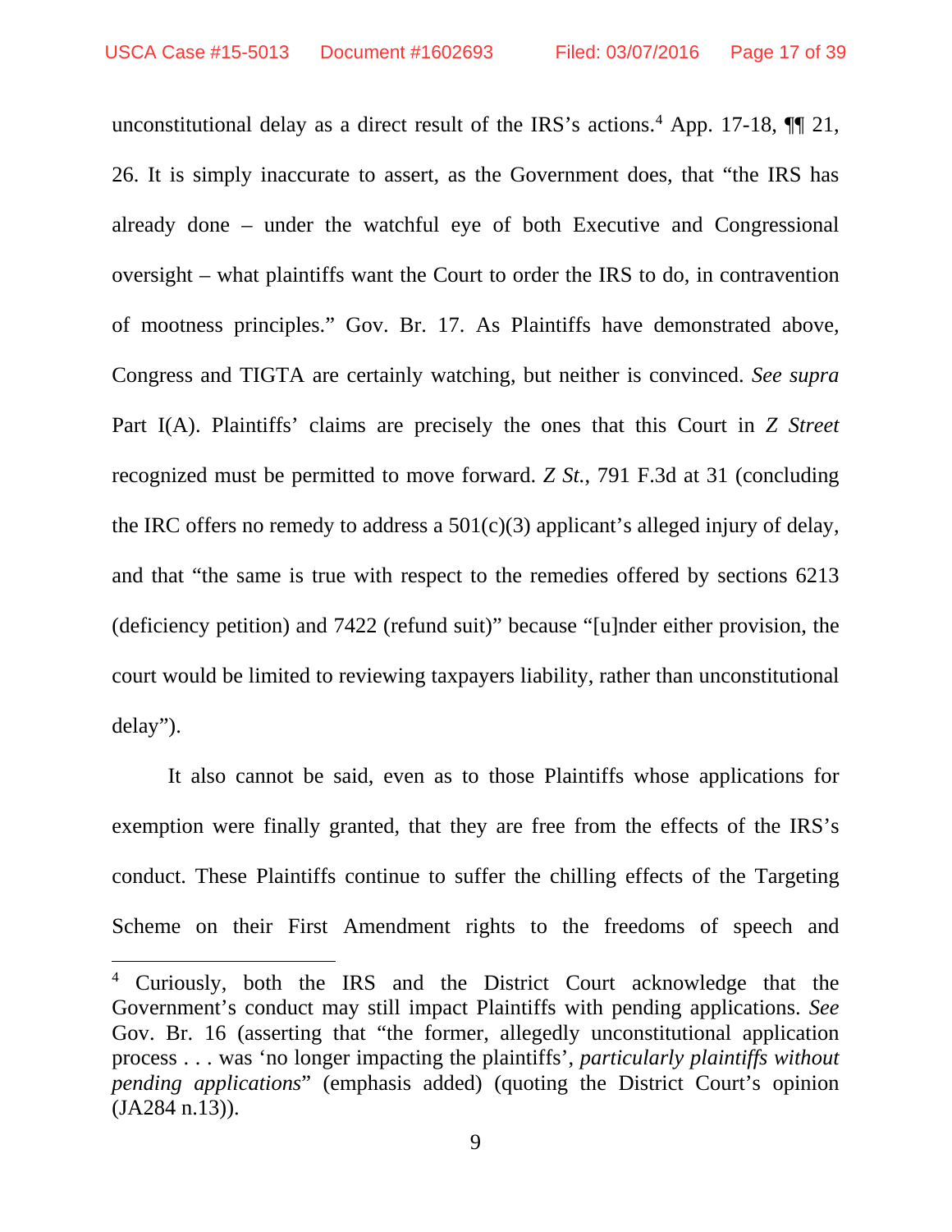unconstitutional delay as a direct result of the IRS's actions.[4] App. 17-18, ¶¶ 21, 26. It is simply inaccurate to assert, as the Government does, that "the IRS has already done – under the watchful eye of both Executive and Congressional oversight – what plaintiffs want the Court to order the IRS to do, in contravention of mootness principles." Gov. Br. 17. As Plaintiffs have demonstrated above, Congress and TIGTA are certainly watching, but neither is convinced. *See supra* Part I(A). Plaintiffs' claims are precisely the ones that this Court in *Z Street* recognized must be permitted to move forward. *Z St.*, 791 F.3d at 31 (concluding the IRC offers no remedy to address a 501(c)(3) applicant's alleged injury of delay, and that "the same is true with respect to the remedies offered by sections 6213 (deficiency petition) and 7422 (refund suit)" because "[u]nder either provision, the court would be limited to reviewing taxpayers liability, rather than unconstitutional delay").

It also cannot be said, even as to those Plaintiffs whose applications for exemption were finally granted, that they are free from the effects of the IRS's conduct. These Plaintiffs continue to suffer the chilling effects of the Targeting Scheme on their First Amendment rights to the freedoms of speech and

---

[4] Curiously, both the IRS and the District Court acknowledge that the Government's conduct may still impact Plaintiffs with pending applications. *See* Gov. Br. 16 (asserting that "the former, allegedly unconstitutional application process . . . was 'no longer impacting the plaintiffs', *particularly plaintiffs without pending applications*" (emphasis added) (quoting the District Court's opinion (JA284 n.13)).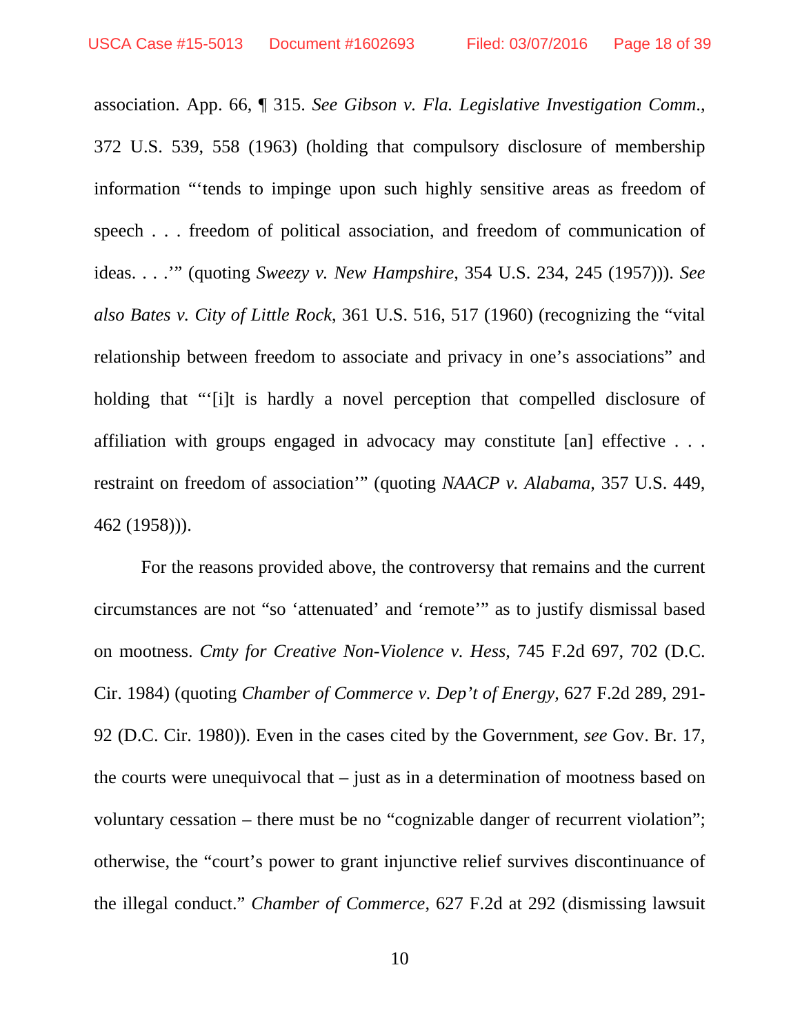association. App. 66, ¶ 315. *See Gibson v. Fla. Legislative Investigation Comm.*, 372 U.S. 539, 558 (1963) (holding that compulsory disclosure of membership information "'tends to impinge upon such highly sensitive areas as freedom of speech . . . freedom of political association, and freedom of communication of ideas. . . .'" (quoting *Sweezy v. New Hampshire*, 354 U.S. 234, 245 (1957))). *See also Bates v. City of Little Rock*, 361 U.S. 516, 517 (1960) (recognizing the "vital relationship between freedom to associate and privacy in one's associations" and holding that "'[i]t is hardly a novel perception that compelled disclosure of affiliation with groups engaged in advocacy may constitute [an] effective . . . restraint on freedom of association'" (quoting *NAACP v. Alabama*, 357 U.S. 449, 462 (1958))).

For the reasons provided above, the controversy that remains and the current circumstances are not "so 'attenuated' and 'remote'" as to justify dismissal based on mootness. *Cmty for Creative Non-Violence v. Hess*, 745 F.2d 697, 702 (D.C. Cir. 1984) (quoting *Chamber of Commerce v. Dep't of Energy*, 627 F.2d 289, 291-92 (D.C. Cir. 1980)). Even in the cases cited by the Government, *see* Gov. Br. 17, the courts were unequivocal that – just as in a determination of mootness based on voluntary cessation – there must be no "cognizable danger of recurrent violation"; otherwise, the "court's power to grant injunctive relief survives discontinuance of the illegal conduct." *Chamber of Commerce*, 627 F.2d at 292 (dismissing lawsuit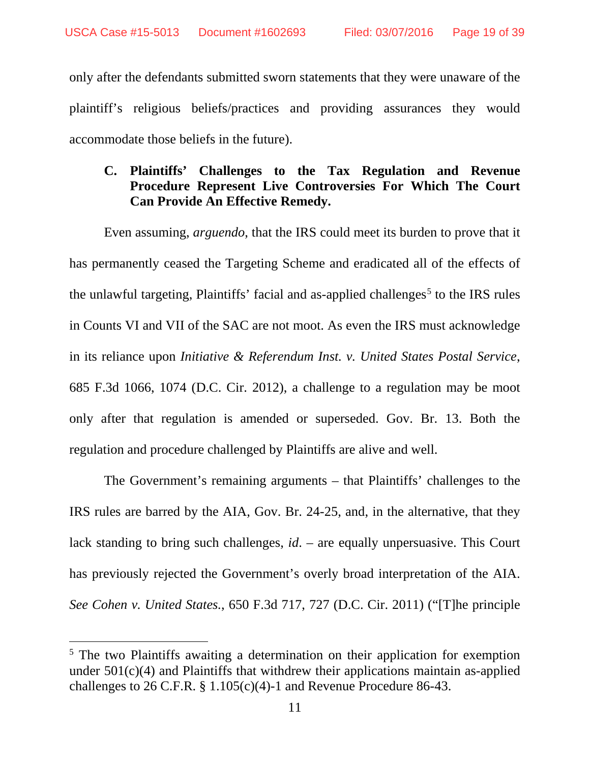only after the defendants submitted sworn statements that they were unaware of the plaintiff's religious beliefs/practices and providing assurances they would accommodate those beliefs in the future).

### C. Plaintiffs' Challenges to the Tax Regulation and Revenue Procedure Represent Live Controversies For Which The Court Can Provide An Effective Remedy.

Even assuming, *arguendo*, that the IRS could meet its burden to prove that it has permanently ceased the Targeting Scheme and eradicated all of the effects of the unlawful targeting, Plaintiffs' facial and as-applied challenges[5] to the IRS rules in Counts VI and VII of the SAC are not moot. As even the IRS must acknowledge in its reliance upon *Initiative & Referendum Inst. v. United States Postal Service*, 685 F.3d 1066, 1074 (D.C. Cir. 2012), a challenge to a regulation may be moot only after that regulation is amended or superseded. Gov. Br. 13. Both the regulation and procedure challenged by Plaintiffs are alive and well.

The Government's remaining arguments – that Plaintiffs' challenges to the IRS rules are barred by the AIA, Gov. Br. 24-25, and, in the alternative, that they lack standing to bring such challenges, *id*. – are equally unpersuasive. This Court has previously rejected the Government's overly broad interpretation of the AIA. *See Cohen v. United States.*, 650 F.3d 717, 727 (D.C. Cir. 2011) ("[T]he principle

---

[5] The two Plaintiffs awaiting a determination on their application for exemption under 501(c)(4) and Plaintiffs that withdrew their applications maintain as-applied challenges to 26 C.F.R. § 1.105(c)(4)-1 and Revenue Procedure 86-43.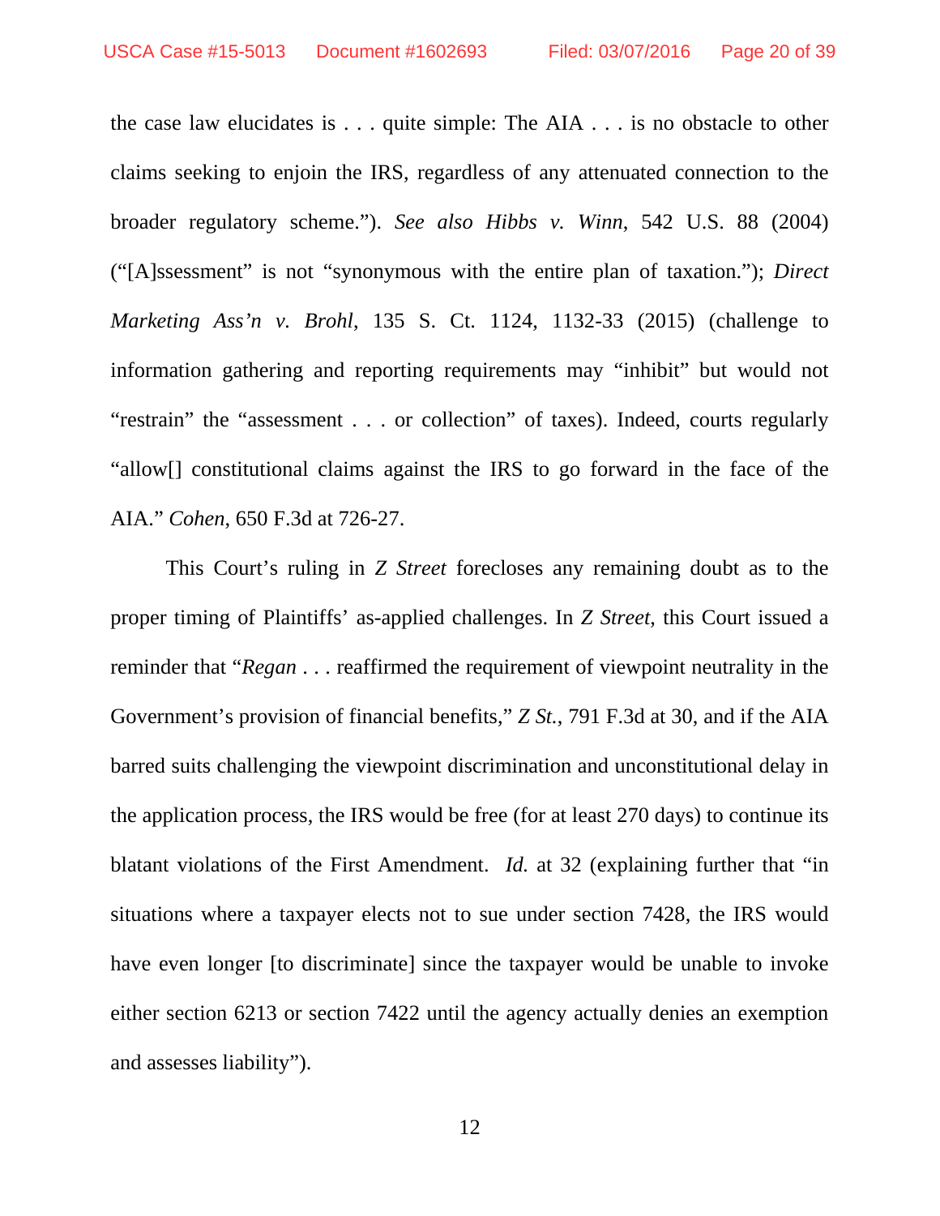the case law elucidates is . . . quite simple: The AIA . . . is no obstacle to other claims seeking to enjoin the IRS, regardless of any attenuated connection to the broader regulatory scheme."). *See also Hibbs v. Winn*, 542 U.S. 88 (2004) ("[A]ssessment" is not "synonymous with the entire plan of taxation."); *Direct Marketing Ass'n v. Brohl*, 135 S. Ct. 1124, 1132-33 (2015) (challenge to information gathering and reporting requirements may "inhibit" but would not "restrain" the "assessment . . . or collection" of taxes). Indeed, courts regularly "allow[] constitutional claims against the IRS to go forward in the face of the AIA." *Cohen*, 650 F.3d at 726-27.

This Court's ruling in *Z Street* forecloses any remaining doubt as to the proper timing of Plaintiffs' as-applied challenges. In *Z Street*, this Court issued a reminder that "*Regan* . . . reaffirmed the requirement of viewpoint neutrality in the Government's provision of financial benefits," *Z St.*, 791 F.3d at 30, and if the AIA barred suits challenging the viewpoint discrimination and unconstitutional delay in the application process, the IRS would be free (for at least 270 days) to continue its blatant violations of the First Amendment. *Id.* at 32 (explaining further that "in situations where a taxpayer elects not to sue under section 7428, the IRS would have even longer [to discriminate] since the taxpayer would be unable to invoke either section 6213 or section 7422 until the agency actually denies an exemption and assesses liability").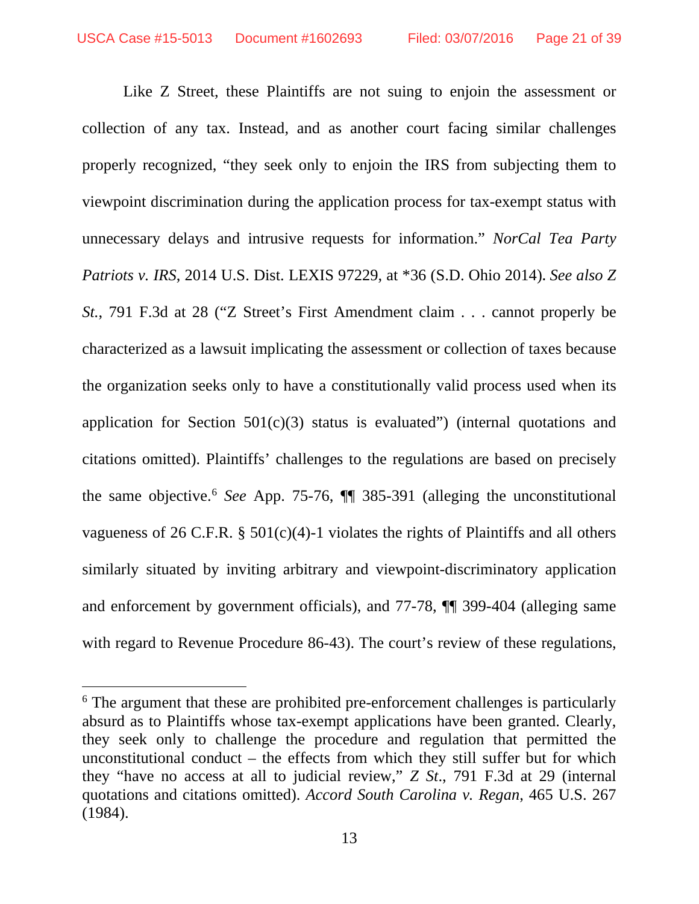Like Z Street, these Plaintiffs are not suing to enjoin the assessment or collection of any tax. Instead, and as another court facing similar challenges properly recognized, "they seek only to enjoin the IRS from subjecting them to viewpoint discrimination during the application process for tax-exempt status with unnecessary delays and intrusive requests for information." *NorCal Tea Party Patriots v. IRS*, 2014 U.S. Dist. LEXIS 97229, at *36 (S.D. Ohio 2014). *See also Z St.*, 791 F.3d at 28 ("Z Street's First Amendment claim . . . cannot properly be characterized as a lawsuit implicating the assessment or collection of taxes because the organization seeks only to have a constitutionally valid process used when its application for Section 501(c)(3) status is evaluated") (internal quotations and citations omitted). Plaintiffs' challenges to the regulations are based on precisely the same objective.[6] *See* App. 75-76, ¶¶ 385-391 (alleging the unconstitutional vagueness of 26 C.F.R. § 501(c)(4)-1 violates the rights of Plaintiffs and all others similarly situated by inviting arbitrary and viewpoint-discriminatory application and enforcement by government officials), and 77-78, ¶¶ 399-404 (alleging same with regard to Revenue Procedure 86-43). The court's review of these regulations,

---

[6] The argument that these are prohibited pre-enforcement challenges is particularly absurd as to Plaintiffs whose tax-exempt applications have been granted. Clearly, they seek only to challenge the procedure and regulation that permitted the unconstitutional conduct – the effects from which they still suffer but for which they "have no access at all to judicial review," *Z St.*, 791 F.3d at 29 (internal quotations and citations omitted). *Accord South Carolina v. Regan,* 465 U.S. 267 (1984).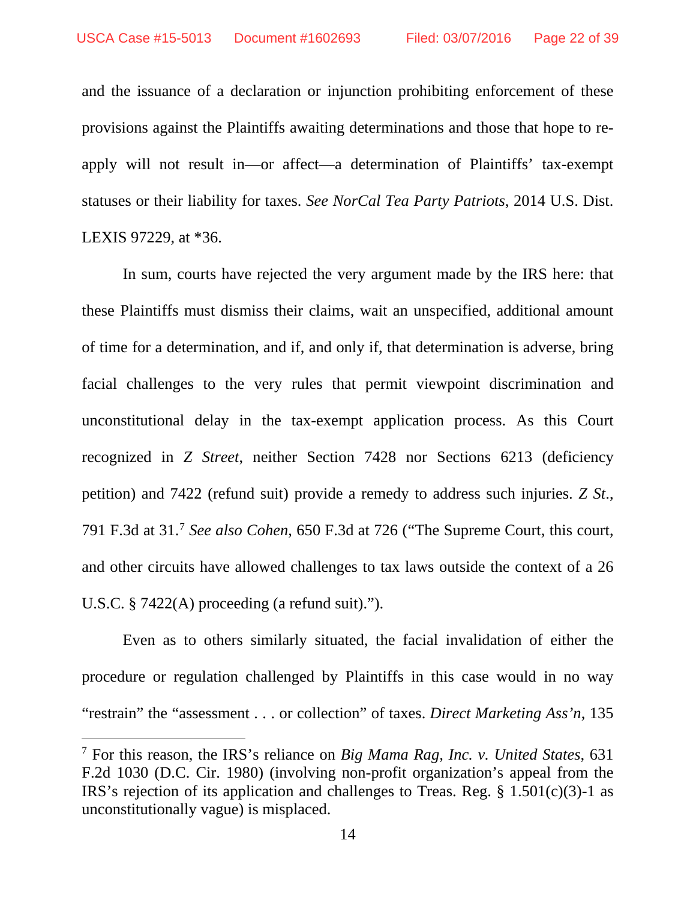and the issuance of a declaration or injunction prohibiting enforcement of these provisions against the Plaintiffs awaiting determinations and those that hope to re-apply will not result in—or affect—a determination of Plaintiffs' tax-exempt statuses or their liability for taxes. *See NorCal Tea Party Patriots*, 2014 U.S. Dist. LEXIS 97229, at *36.

In sum, courts have rejected the very argument made by the IRS here: that these Plaintiffs must dismiss their claims, wait an unspecified, additional amount of time for a determination, and if, and only if, that determination is adverse, bring facial challenges to the very rules that permit viewpoint discrimination and unconstitutional delay in the tax-exempt application process. As this Court recognized in *Z Street*, neither Section 7428 nor Sections 6213 (deficiency petition) and 7422 (refund suit) provide a remedy to address such injuries. *Z St.*, 791 F.3d at 31.[7] *See also Cohen*, 650 F.3d at 726 ("The Supreme Court, this court, and other circuits have allowed challenges to tax laws outside the context of a 26 U.S.C. § 7422(A) proceeding (a refund suit).").

Even as to others similarly situated, the facial invalidation of either the procedure or regulation challenged by Plaintiffs in this case would in no way "restrain" the "assessment . . . or collection" of taxes. *Direct Marketing Ass'n*, 135

---

[7] For this reason, the IRS's reliance on *Big Mama Rag, Inc. v. United States*, 631 F.2d 1030 (D.C. Cir. 1980) (involving non-profit organization's appeal from the IRS's rejection of its application and challenges to Treas. Reg. § 1.501(c)(3)-1 as unconstitutionally vague) is misplaced.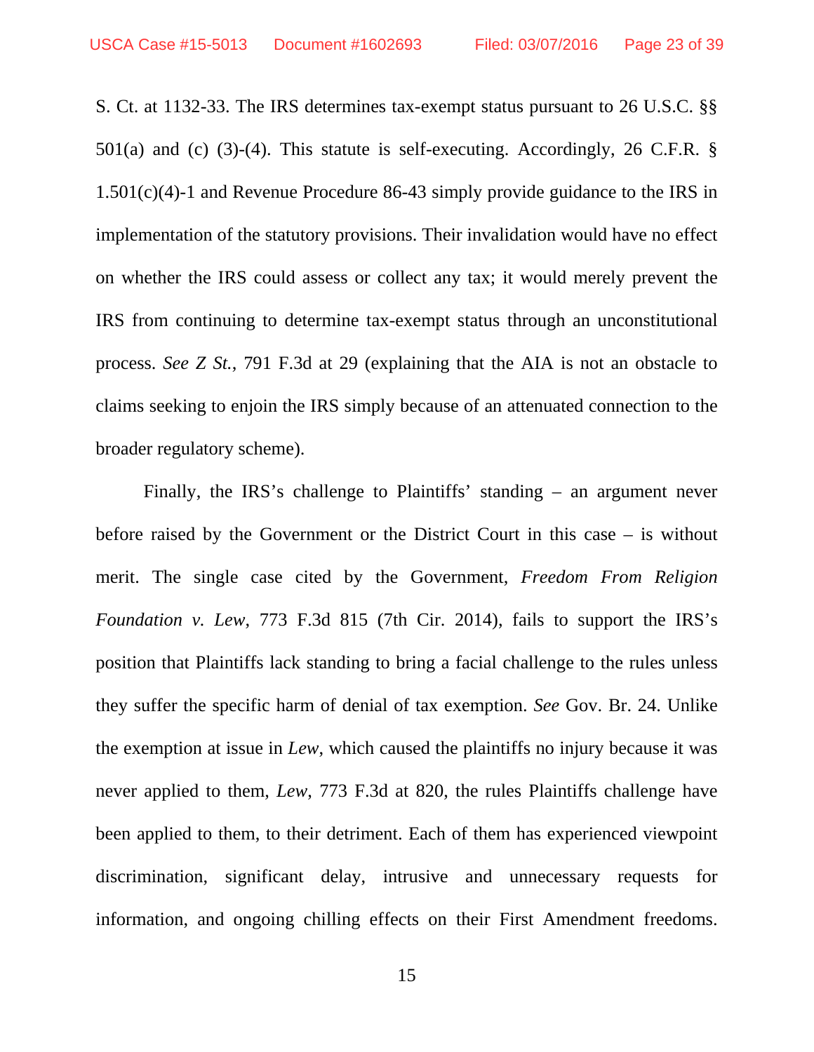S. Ct. at 1132-33. The IRS determines tax-exempt status pursuant to 26 U.S.C. §§ 501(a) and (c) (3)-(4). This statute is self-executing. Accordingly, 26 C.F.R. § 1.501(c)(4)-1 and Revenue Procedure 86-43 simply provide guidance to the IRS in implementation of the statutory provisions. Their invalidation would have no effect on whether the IRS could assess or collect any tax; it would merely prevent the IRS from continuing to determine tax-exempt status through an unconstitutional process. *See Z St.*, 791 F.3d at 29 (explaining that the AIA is not an obstacle to claims seeking to enjoin the IRS simply because of an attenuated connection to the broader regulatory scheme).

Finally, the IRS's challenge to Plaintiffs' standing – an argument never before raised by the Government or the District Court in this case – is without merit. The single case cited by the Government, *Freedom From Religion Foundation v. Lew*, 773 F.3d 815 (7th Cir. 2014), fails to support the IRS's position that Plaintiffs lack standing to bring a facial challenge to the rules unless they suffer the specific harm of denial of tax exemption. *See* Gov. Br. 24. Unlike the exemption at issue in *Lew*, which caused the plaintiffs no injury because it was never applied to them, *Lew*, 773 F.3d at 820, the rules Plaintiffs challenge have been applied to them, to their detriment. Each of them has experienced viewpoint discrimination, significant delay, intrusive and unnecessary requests for information, and ongoing chilling effects on their First Amendment freedoms.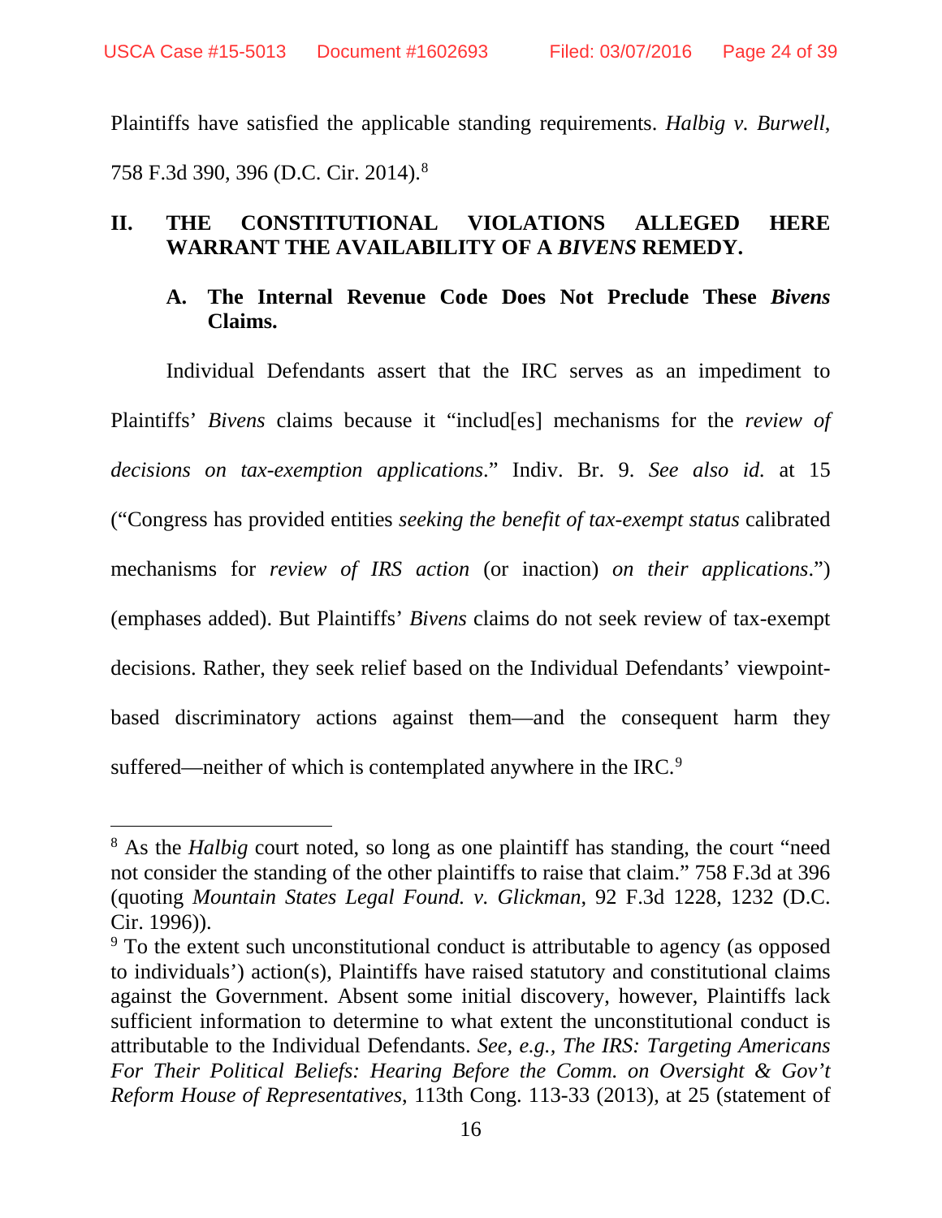Plaintiffs have satisfied the applicable standing requirements. *Halbig v. Burwell*, 758 F.3d 390, 396 (D.C. Cir. 2014).[8]

## II. THE CONSTITUTIONAL VIOLATIONS ALLEGED HERE WARRANT THE AVAILABILITY OF A *BIVENS* REMEDY.

### A. The Internal Revenue Code Does Not Preclude These *Bivens* Claims.

Individual Defendants assert that the IRC serves as an impediment to Plaintiffs' *Bivens* claims because it "includ[es] mechanisms for the *review of decisions on tax-exemption applications*." Indiv. Br. 9. *See also id.* at 15 ("Congress has provided entities *seeking the benefit of tax-exempt status* calibrated mechanisms for *review of IRS action* (or inaction) *on their applications*.") (emphases added). But Plaintiffs' *Bivens* claims do not seek review of tax-exempt decisions. Rather, they seek relief based on the Individual Defendants' viewpoint-based discriminatory actions against them—and the consequent harm they suffered—neither of which is contemplated anywhere in the IRC.[9]

---

[8] As the *Halbig* court noted, so long as one plaintiff has standing, the court "need not consider the standing of the other plaintiffs to raise that claim." 758 F.3d at 396 (quoting *Mountain States Legal Found. v. Glickman*, 92 F.3d 1228, 1232 (D.C. Cir. 1996)).

[9] To the extent such unconstitutional conduct is attributable to agency (as opposed to individuals') action(s), Plaintiffs have raised statutory and constitutional claims against the Government. Absent some initial discovery, however, Plaintiffs lack sufficient information to determine to what extent the unconstitutional conduct is attributable to the Individual Defendants. *See, e.g.*, *The IRS: Targeting Americans For Their Political Beliefs: Hearing Before the Comm. on Oversight & Gov't Reform House of Representatives*, 113th Cong. 113-33 (2013), at 25 (statement of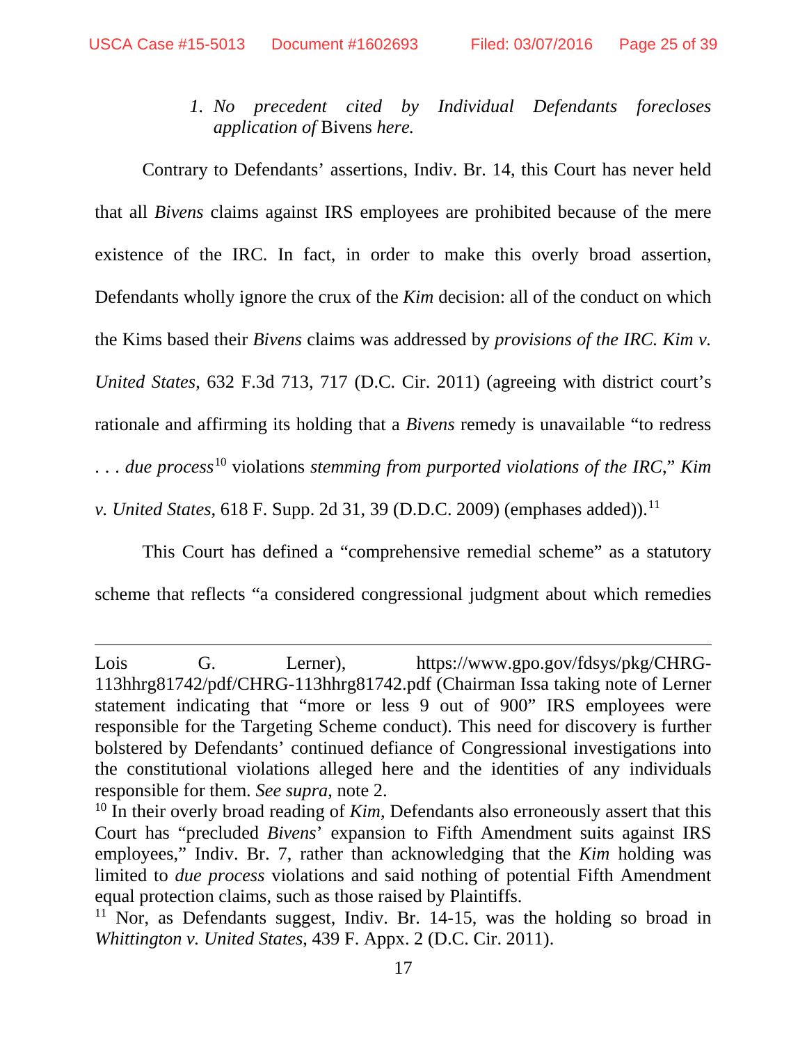### 1. *No precedent cited by Individual Defendants forecloses application of* Bivens *here.*

Contrary to Defendants' assertions, Indiv. Br. 14, this Court has never held that all *Bivens* claims against IRS employees are prohibited because of the mere existence of the IRC. In fact, in order to make this overly broad assertion, Defendants wholly ignore the crux of the *Kim* decision: all of the conduct on which the Kims based their *Bivens* claims was addressed by *provisions of the IRC. Kim v. United States*, 632 F.3d 713, 717 (D.C. Cir. 2011) (agreeing with district court's rationale and affirming its holding that a *Bivens* remedy is unavailable "to redress . . . *due process*[10] violations *stemming from purported violations of the IRC*," *Kim v. United States*, 618 F. Supp. 2d 31, 39 (D.D.C. 2009) (emphases added)).[11]

This Court has defined a "comprehensive remedial scheme" as a statutory scheme that reflects "a considered congressional judgment about which remedies

---

Lois G. Lerner), https://www.gpo.gov/fdsys/pkg/CHRG-113hhrg81742/pdf/CHRG-113hhrg81742.pdf (Chairman Issa taking note of Lerner statement indicating that "more or less 9 out of 900" IRS employees were responsible for the Targeting Scheme conduct). This need for discovery is further bolstered by Defendants' continued defiance of Congressional investigations into the constitutional violations alleged here and the identities of any individuals responsible for them. *See supra*, note 2.

[10] In their overly broad reading of *Kim*, Defendants also erroneously assert that this Court has "precluded *Bivens*' expansion to Fifth Amendment suits against IRS employees," Indiv. Br. 7, rather than acknowledging that the *Kim* holding was limited to *due process* violations and said nothing of potential Fifth Amendment equal protection claims, such as those raised by Plaintiffs.

[11] Nor, as Defendants suggest, Indiv. Br. 14-15, was the holding so broad in *Whittington v. United States*, 439 F. Appx. 2 (D.C. Cir. 2011).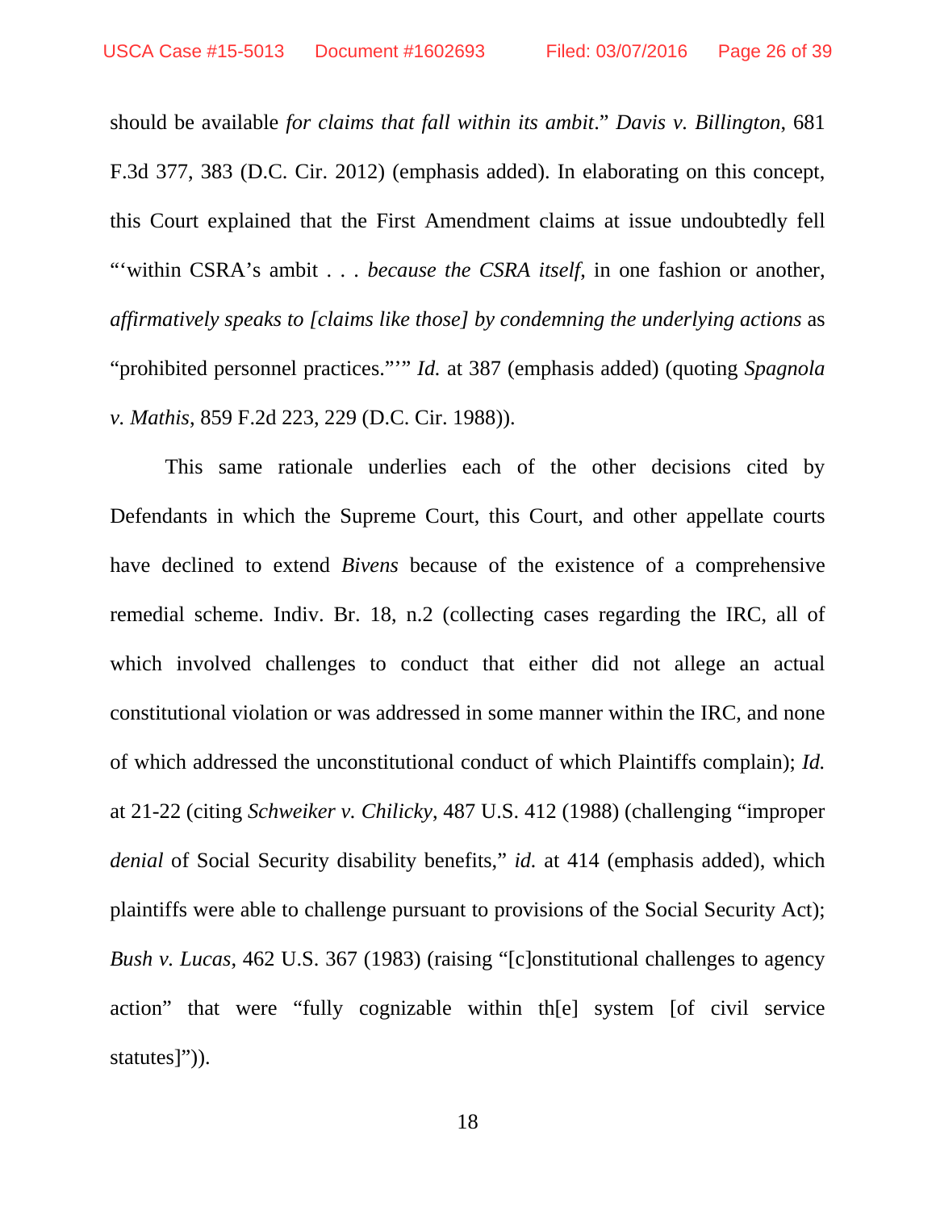should be available *for claims that fall within its ambit*." *Davis v. Billington*, 681 F.3d 377, 383 (D.C. Cir. 2012) (emphasis added). In elaborating on this concept, this Court explained that the First Amendment claims at issue undoubtedly fell "'within CSRA's ambit . . . *because the CSRA itself*, in one fashion or another, *affirmatively speaks to [claims like those] by condemning the underlying actions* as "prohibited personnel practices."'" *Id.* at 387 (emphasis added) (quoting *Spagnola v. Mathis*, 859 F.2d 223, 229 (D.C. Cir. 1988)).

This same rationale underlies each of the other decisions cited by Defendants in which the Supreme Court, this Court, and other appellate courts have declined to extend *Bivens* because of the existence of a comprehensive remedial scheme. Indiv. Br. 18, n.2 (collecting cases regarding the IRC, all of which involved challenges to conduct that either did not allege an actual constitutional violation or was addressed in some manner within the IRC, and none of which addressed the unconstitutional conduct of which Plaintiffs complain); *Id.* at 21-22 (citing *Schweiker v. Chilicky*, 487 U.S. 412 (1988) (challenging "improper *denial* of Social Security disability benefits," *id.* at 414 (emphasis added), which plaintiffs were able to challenge pursuant to provisions of the Social Security Act); *Bush v. Lucas*, 462 U.S. 367 (1983) (raising "[c]onstitutional challenges to agency action" that were "fully cognizable within th[e] system [of civil service statutes]")).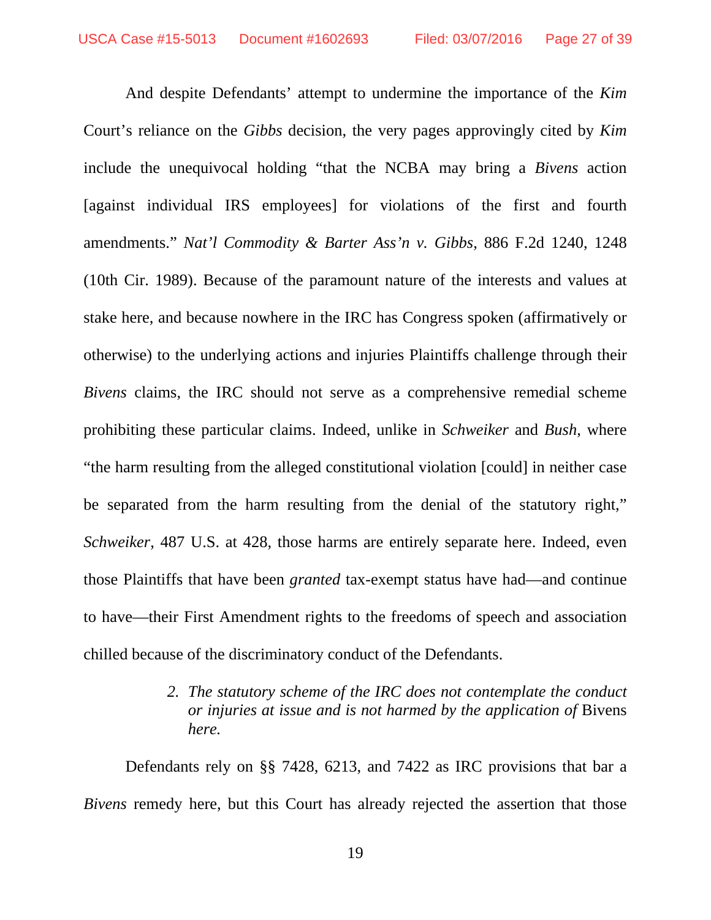And despite Defendants' attempt to undermine the importance of the *Kim* Court's reliance on the *Gibbs* decision, the very pages approvingly cited by *Kim* include the unequivocal holding "that the NCBA may bring a *Bivens* action [against individual IRS employees] for violations of the first and fourth amendments." *Nat'l Commodity & Barter Ass'n v. Gibbs*, 886 F.2d 1240, 1248 (10th Cir. 1989). Because of the paramount nature of the interests and values at stake here, and because nowhere in the IRC has Congress spoken (affirmatively or otherwise) to the underlying actions and injuries Plaintiffs challenge through their *Bivens* claims, the IRC should not serve as a comprehensive remedial scheme prohibiting these particular claims. Indeed, unlike in *Schweiker* and *Bush*, where "the harm resulting from the alleged constitutional violation [could] in neither case be separated from the harm resulting from the denial of the statutory right," *Schweiker*, 487 U.S. at 428, those harms are entirely separate here. Indeed, even those Plaintiffs that have been *granted* tax-exempt status have had—and continue to have—their First Amendment rights to the freedoms of speech and association chilled because of the discriminatory conduct of the Defendants.

2. *The statutory scheme of the IRC does not contemplate the conduct or injuries at issue and is not harmed by the application of* Bivens *here.*

Defendants rely on §§ 7428, 6213, and 7422 as IRC provisions that bar a *Bivens* remedy here, but this Court has already rejected the assertion that those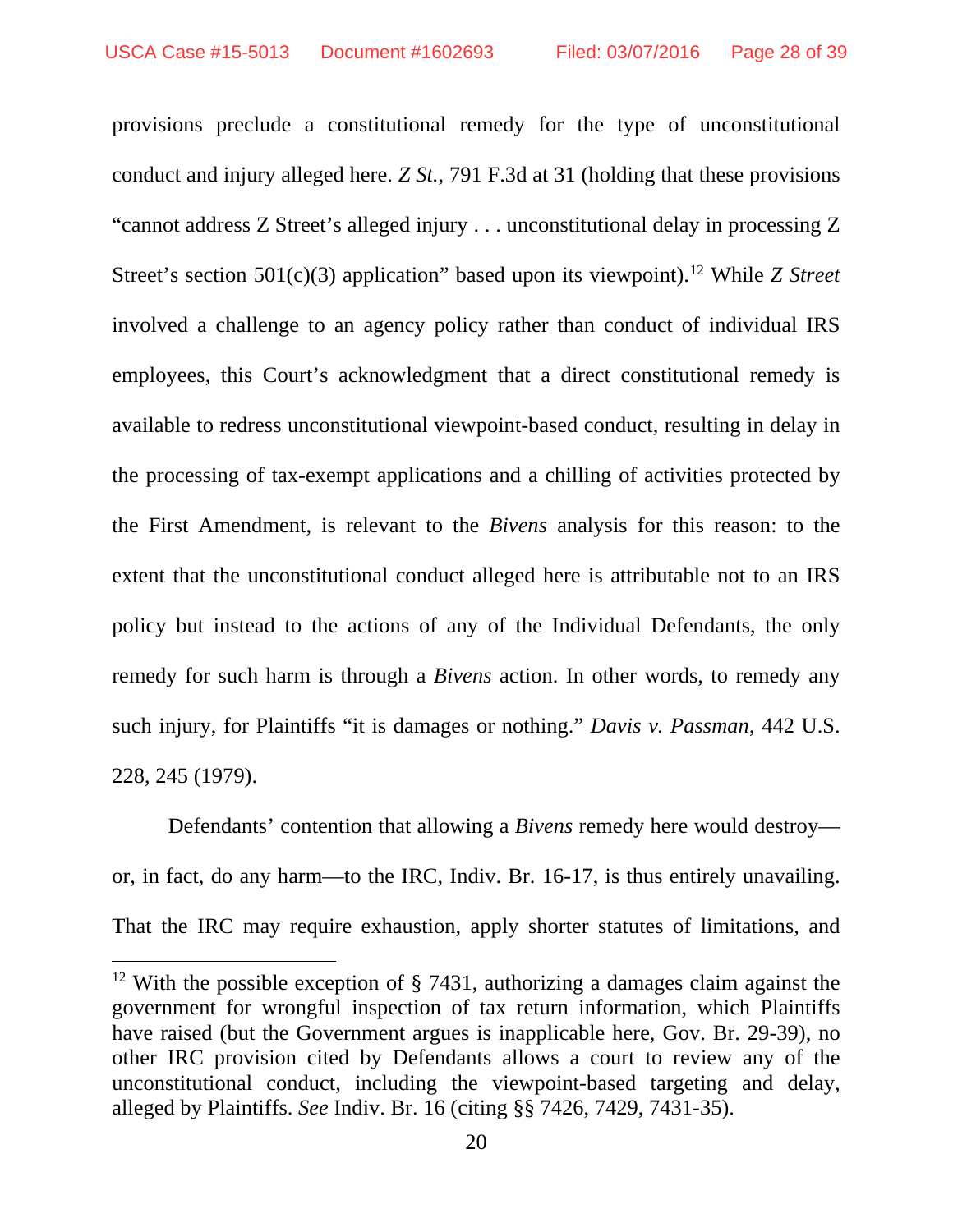provisions preclude a constitutional remedy for the type of unconstitutional conduct and injury alleged here. *Z St.*, 791 F.3d at 31 (holding that these provisions "cannot address Z Street's alleged injury . . . unconstitutional delay in processing Z Street's section 501(c)(3) application" based upon its viewpoint).[12] While *Z Street* involved a challenge to an agency policy rather than conduct of individual IRS employees, this Court's acknowledgment that a direct constitutional remedy is available to redress unconstitutional viewpoint-based conduct, resulting in delay in the processing of tax-exempt applications and a chilling of activities protected by the First Amendment, is relevant to the *Bivens* analysis for this reason: to the extent that the unconstitutional conduct alleged here is attributable not to an IRS policy but instead to the actions of any of the Individual Defendants, the only remedy for such harm is through a *Bivens* action. In other words, to remedy any such injury, for Plaintiffs "it is damages or nothing." *Davis v. Passman*, 442 U.S. 228, 245 (1979).

Defendants' contention that allowing a *Bivens* remedy here would destroy—or, in fact, do any harm—to the IRC, Indiv. Br. 16-17, is thus entirely unavailing. That the IRC may require exhaustion, apply shorter statutes of limitations, and

---

[12] With the possible exception of § 7431, authorizing a damages claim against the government for wrongful inspection of tax return information, which Plaintiffs have raised (but the Government argues is inapplicable here, Gov. Br. 29-39), no other IRC provision cited by Defendants allows a court to review any of the unconstitutional conduct, including the viewpoint-based targeting and delay, alleged by Plaintiffs. *See* Indiv. Br. 16 (citing §§ 7426, 7429, 7431-35).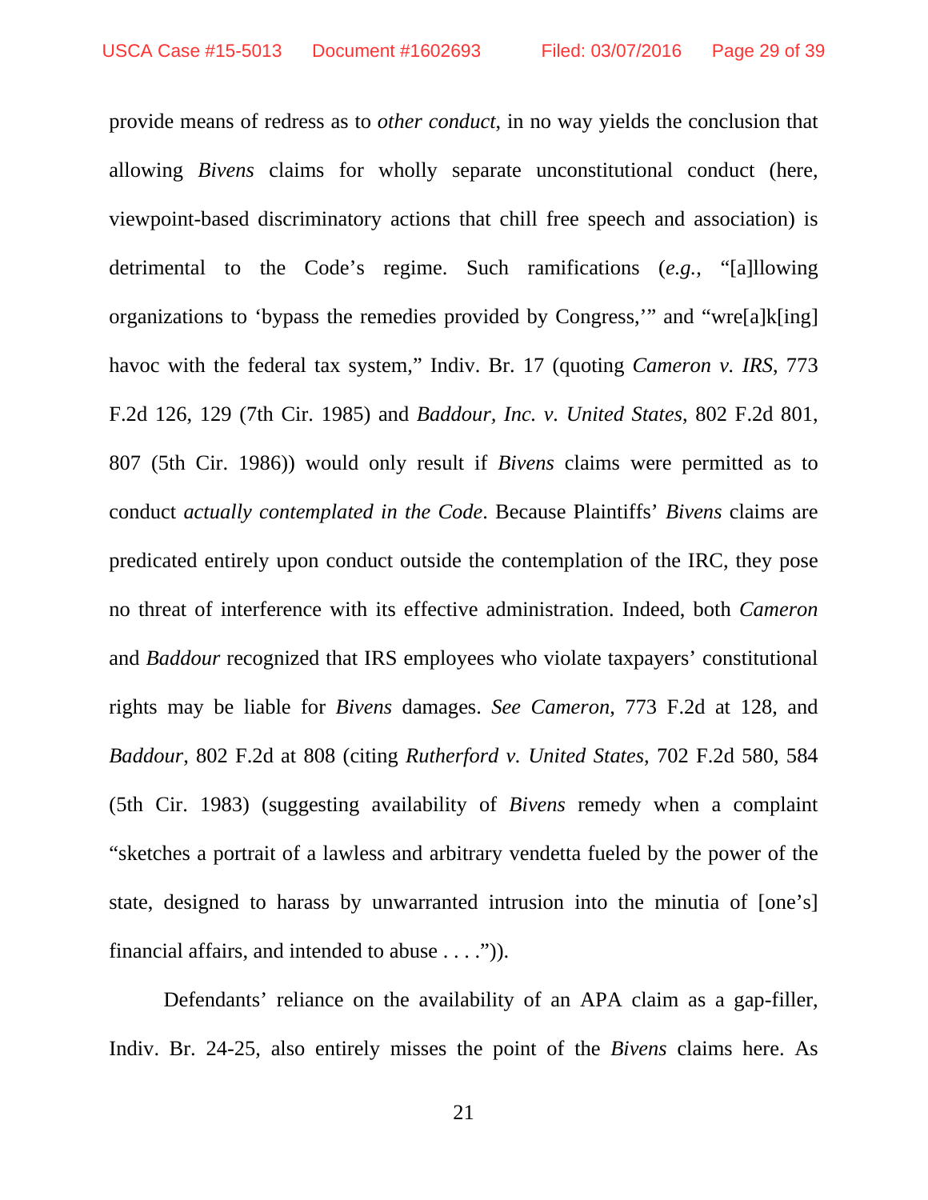provide means of redress as to *other conduct*, in no way yields the conclusion that allowing *Bivens* claims for wholly separate unconstitutional conduct (here, viewpoint-based discriminatory actions that chill free speech and association) is detrimental to the Code's regime. Such ramifications (*e.g.*, "[a]llowing organizations to 'bypass the remedies provided by Congress,'" and "wre[a]k[ing] havoc with the federal tax system," Indiv. Br. 17 (quoting *Cameron v. IRS*, 773 F.2d 126, 129 (7th Cir. 1985) and *Baddour, Inc. v. United States*, 802 F.2d 801, 807 (5th Cir. 1986)) would only result if *Bivens* claims were permitted as to conduct *actually contemplated in the Code*. Because Plaintiffs' *Bivens* claims are predicated entirely upon conduct outside the contemplation of the IRC, they pose no threat of interference with its effective administration. Indeed, both *Cameron* and *Baddour* recognized that IRS employees who violate taxpayers' constitutional rights may be liable for *Bivens* damages. *See Cameron*, 773 F.2d at 128, and *Baddour*, 802 F.2d at 808 (citing *Rutherford v. United States*, 702 F.2d 580, 584 (5th Cir. 1983) (suggesting availability of *Bivens* remedy when a complaint "sketches a portrait of a lawless and arbitrary vendetta fueled by the power of the state, designed to harass by unwarranted intrusion into the minutia of [one's] financial affairs, and intended to abuse . . . .")).

Defendants' reliance on the availability of an APA claim as a gap-filler, Indiv. Br. 24-25, also entirely misses the point of the *Bivens* claims here. As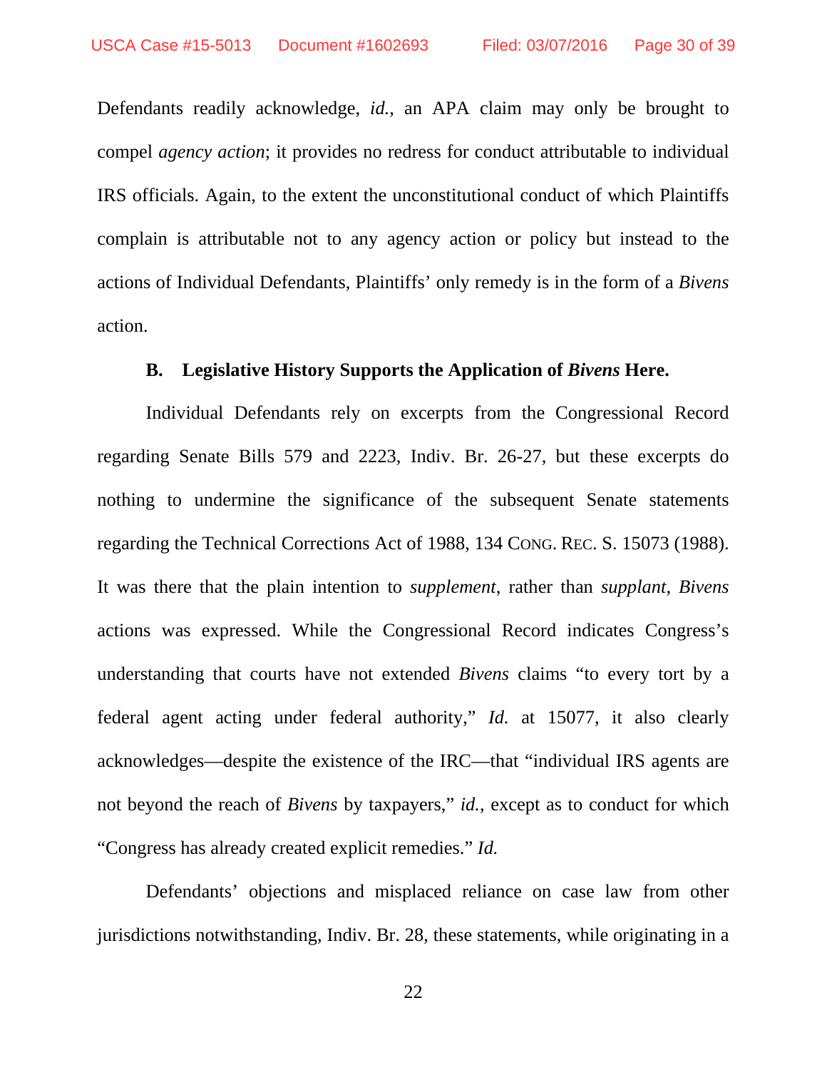Defendants readily acknowledge, *id.*, an APA claim may only be brought to compel *agency action*; it provides no redress for conduct attributable to individual IRS officials. Again, to the extent the unconstitutional conduct of which Plaintiffs complain is attributable not to any agency action or policy but instead to the actions of Individual Defendants, Plaintiffs' only remedy is in the form of a *Bivens* action.

### B. Legislative History Supports the Application of *Bivens* Here.

Individual Defendants rely on excerpts from the Congressional Record regarding Senate Bills 579 and 2223, Indiv. Br. 26-27, but these excerpts do nothing to undermine the significance of the subsequent Senate statements regarding the Technical Corrections Act of 1988, 134 CONG. REC. S. 15073 (1988). It was there that the plain intention to *supplement*, rather than *supplant*, *Bivens* actions was expressed. While the Congressional Record indicates Congress's understanding that courts have not extended *Bivens* claims "to every tort by a federal agent acting under federal authority," *Id.* at 15077, it also clearly acknowledges—despite the existence of the IRC—that "individual IRS agents are not beyond the reach of *Bivens* by taxpayers," *id.*, except as to conduct for which "Congress has already created explicit remedies." *Id.*

Defendants' objections and misplaced reliance on case law from other jurisdictions notwithstanding, Indiv. Br. 28, these statements, while originating in a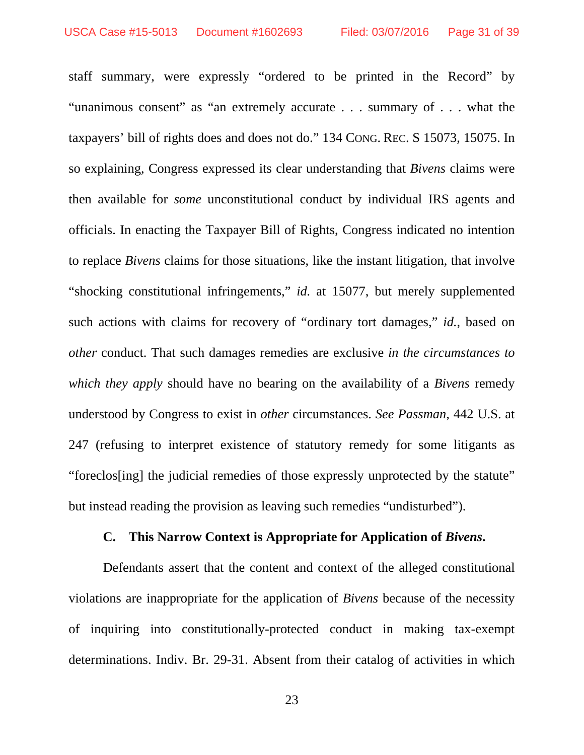staff summary, were expressly "ordered to be printed in the Record" by "unanimous consent" as "an extremely accurate . . . summary of . . . what the taxpayers' bill of rights does and does not do." 134 CONG. REC. S 15073, 15075. In so explaining, Congress expressed its clear understanding that *Bivens* claims were then available for *some* unconstitutional conduct by individual IRS agents and officials. In enacting the Taxpayer Bill of Rights, Congress indicated no intention to replace *Bivens* claims for those situations, like the instant litigation, that involve "shocking constitutional infringements," *id.* at 15077, but merely supplemented such actions with claims for recovery of "ordinary tort damages," *id.*, based on *other* conduct. That such damages remedies are exclusive *in the circumstances to which they apply* should have no bearing on the availability of a *Bivens* remedy understood by Congress to exist in *other* circumstances. *See Passman*, 442 U.S. at 247 (refusing to interpret existence of statutory remedy for some litigants as "foreclos[ing] the judicial remedies of those expressly unprotected by the statute" but instead reading the provision as leaving such remedies "undisturbed").

### C. This Narrow Context is Appropriate for Application of *Bivens*.

Defendants assert that the content and context of the alleged constitutional violations are inappropriate for the application of *Bivens* because of the necessity of inquiring into constitutionally-protected conduct in making tax-exempt determinations. Indiv. Br. 29-31. Absent from their catalog of activities in which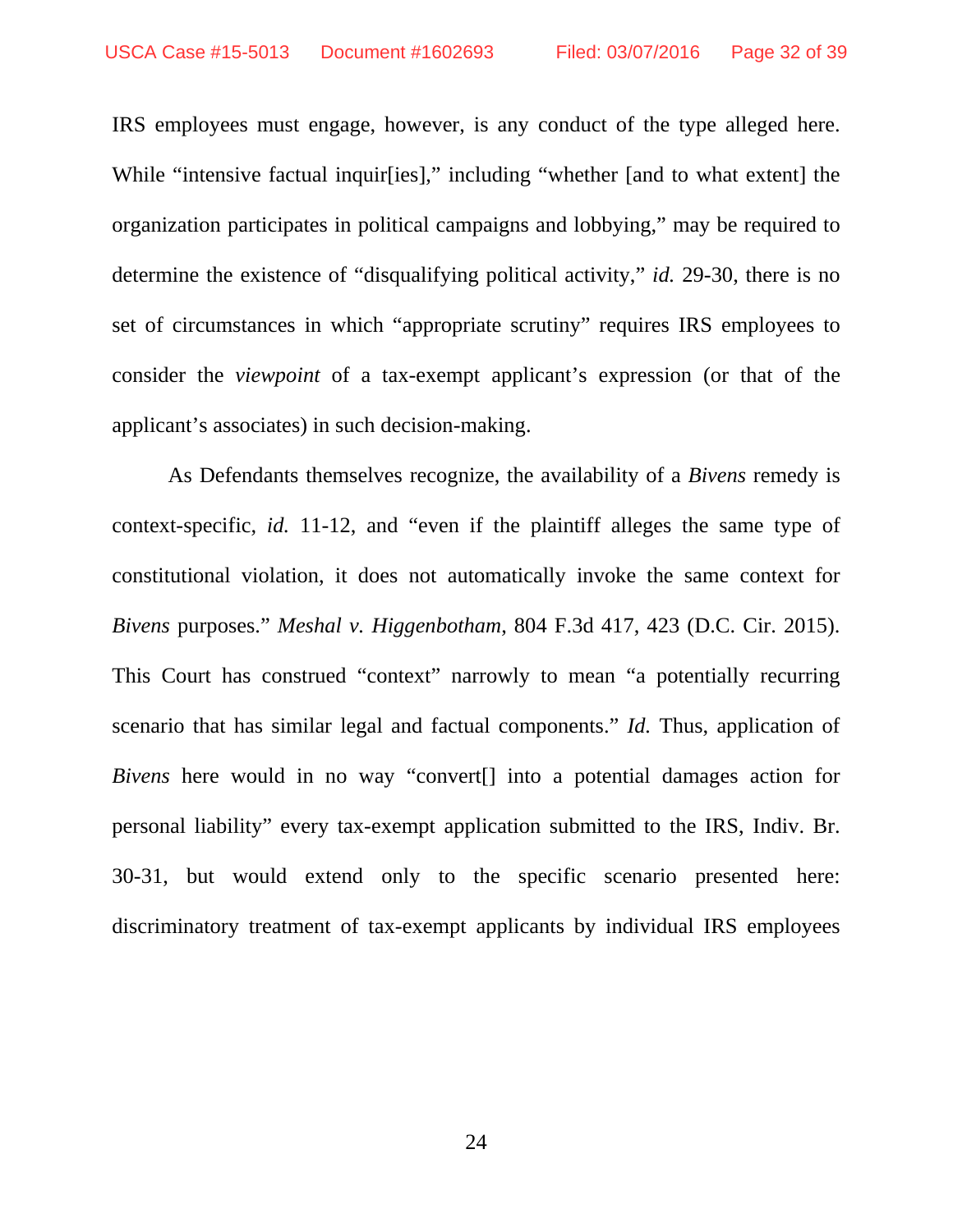IRS employees must engage, however, is any conduct of the type alleged here. While "intensive factual inquir[ies]," including "whether [and to what extent] the organization participates in political campaigns and lobbying," may be required to determine the existence of "disqualifying political activity," *id.* 29-30, there is no set of circumstances in which "appropriate scrutiny" requires IRS employees to consider the *viewpoint* of a tax-exempt applicant's expression (or that of the applicant's associates) in such decision-making.

As Defendants themselves recognize, the availability of a *Bivens* remedy is context-specific, *id.* 11-12, and "even if the plaintiff alleges the same type of constitutional violation, it does not automatically invoke the same context for *Bivens* purposes." *Meshal v. Higgenbotham*, 804 F.3d 417, 423 (D.C. Cir. 2015). This Court has construed "context" narrowly to mean "a potentially recurring scenario that has similar legal and factual components." *Id.* Thus, application of *Bivens* here would in no way "convert[] into a potential damages action for personal liability" every tax-exempt application submitted to the IRS, Indiv. Br. 30-31, but would extend only to the specific scenario presented here: discriminatory treatment of tax-exempt applicants by individual IRS employees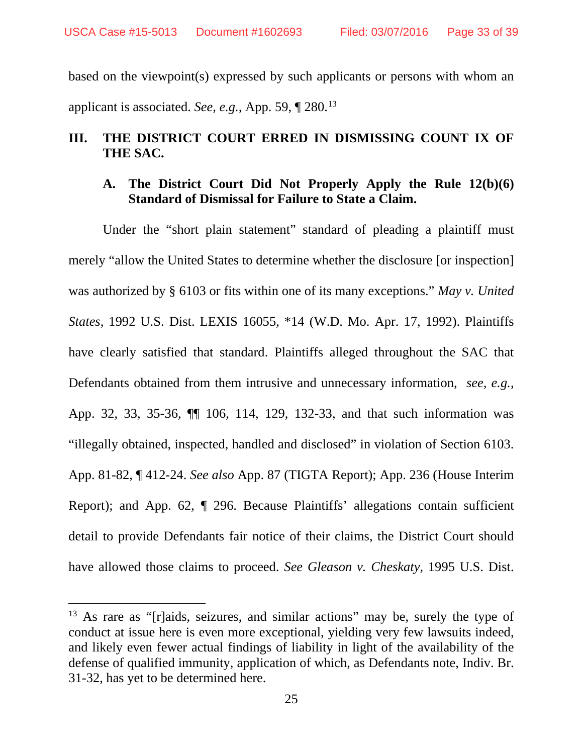based on the viewpoint(s) expressed by such applicants or persons with whom an applicant is associated. *See, e.g.*, App. 59, ¶ 280.[13]

## III. THE DISTRICT COURT ERRED IN DISMISSING COUNT IX OF THE SAC.

### A. The District Court Did Not Properly Apply the Rule 12(b)(6) Standard of Dismissal for Failure to State a Claim.

Under the "short plain statement" standard of pleading a plaintiff must merely "allow the United States to determine whether the disclosure [or inspection] was authorized by § 6103 or fits within one of its many exceptions." *May v. United States*, 1992 U.S. Dist. LEXIS 16055, *14 (W.D. Mo. Apr. 17, 1992). Plaintiffs have clearly satisfied that standard. Plaintiffs alleged throughout the SAC that Defendants obtained from them intrusive and unnecessary information, *see, e.g.*, App. 32, 33, 35-36, ¶¶ 106, 114, 129, 132-33, and that such information was "illegally obtained, inspected, handled and disclosed" in violation of Section 6103. App. 81-82, ¶ 412-24. *See also* App. 87 (TIGTA Report); App. 236 (House Interim Report); and App. 62, ¶ 296. Because Plaintiffs' allegations contain sufficient detail to provide Defendants fair notice of their claims, the District Court should have allowed those claims to proceed. *See Gleason v. Cheskaty*, 1995 U.S. Dist.

---

[13] As rare as "[r]aids, seizures, and similar actions" may be, surely the type of conduct at issue here is even more exceptional, yielding very few lawsuits indeed, and likely even fewer actual findings of liability in light of the availability of the defense of qualified immunity, application of which, as Defendants note, Indiv. Br. 31-32, has yet to be determined here.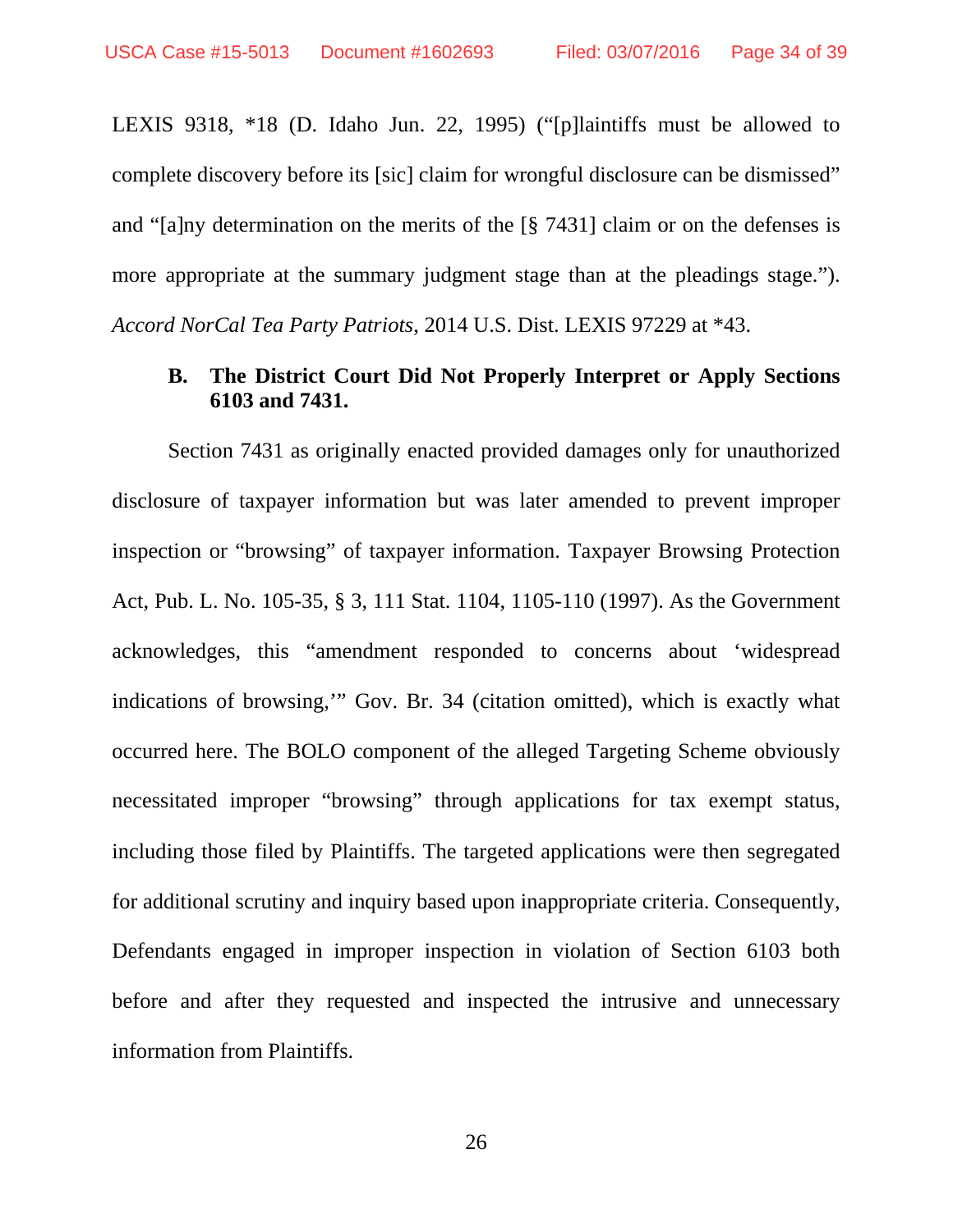LEXIS 9318, *18 (D. Idaho Jun. 22, 1995) ("[p]laintiffs must be allowed to complete discovery before its [sic] claim for wrongful disclosure can be dismissed" and "[a]ny determination on the merits of the [§ 7431] claim or on the defenses is more appropriate at the summary judgment stage than at the pleadings stage."). *Accord NorCal Tea Party Patriots*, 2014 U.S. Dist. LEXIS 97229 at *43.

### B. The District Court Did Not Properly Interpret or Apply Sections 6103 and 7431.

Section 7431 as originally enacted provided damages only for unauthorized disclosure of taxpayer information but was later amended to prevent improper inspection or "browsing" of taxpayer information. Taxpayer Browsing Protection Act, Pub. L. No. 105-35, § 3, 111 Stat. 1104, 1105-110 (1997). As the Government acknowledges, this "amendment responded to concerns about 'widespread indications of browsing,'" Gov. Br. 34 (citation omitted), which is exactly what occurred here. The BOLO component of the alleged Targeting Scheme obviously necessitated improper "browsing" through applications for tax exempt status, including those filed by Plaintiffs. The targeted applications were then segregated for additional scrutiny and inquiry based upon inappropriate criteria. Consequently, Defendants engaged in improper inspection in violation of Section 6103 both before and after they requested and inspected the intrusive and unnecessary information from Plaintiffs.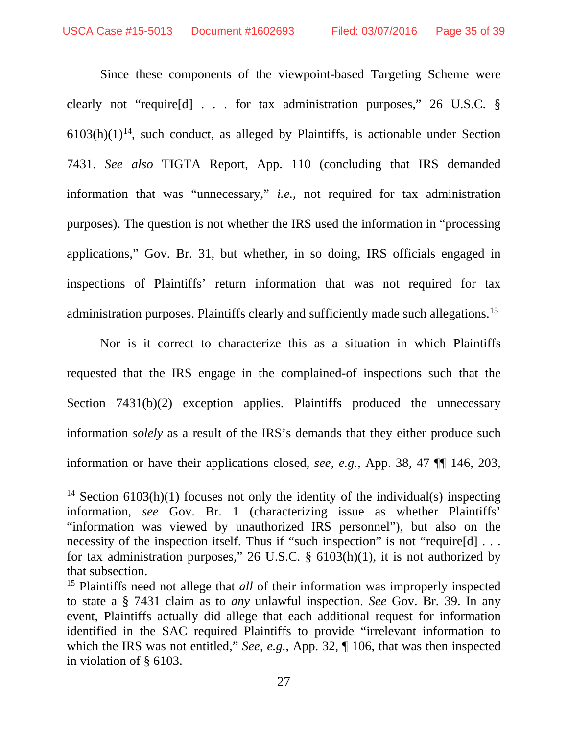Since these components of the viewpoint-based Targeting Scheme were clearly not "require[d] . . . for tax administration purposes," 26 U.S.C. § 6103(h)(1)[14], such conduct, as alleged by Plaintiffs, is actionable under Section 7431. *See also* TIGTA Report, App. 110 (concluding that IRS demanded information that was "unnecessary," *i.e.*, not required for tax administration purposes). The question is not whether the IRS used the information in "processing applications," Gov. Br. 31, but whether, in so doing, IRS officials engaged in inspections of Plaintiffs' return information that was not required for tax administration purposes. Plaintiffs clearly and sufficiently made such allegations.[15]

Nor is it correct to characterize this as a situation in which Plaintiffs requested that the IRS engage in the complained-of inspections such that the Section 7431(b)(2) exception applies. Plaintiffs produced the unnecessary information *solely* as a result of the IRS's demands that they either produce such information or have their applications closed, *see, e.g.*, App. 38, 47 ¶¶ 146, 203,

---

[14] Section 6103(h)(1) focuses not only the identity of the individual(s) inspecting information, *see* Gov. Br. 1 (characterizing issue as whether Plaintiffs' "information was viewed by unauthorized IRS personnel"), but also on the necessity of the inspection itself. Thus if "such inspection" is not "require[d] . . . for tax administration purposes," 26 U.S.C. § 6103(h)(1), it is not authorized by that subsection.

[15] Plaintiffs need not allege that *all* of their information was improperly inspected to state a § 7431 claim as to *any* unlawful inspection. *See* Gov. Br. 39. In any event, Plaintiffs actually did allege that each additional request for information identified in the SAC required Plaintiffs to provide "irrelevant information to which the IRS was not entitled," *See, e.g.*, App. 32, ¶ 106, that was then inspected in violation of § 6103.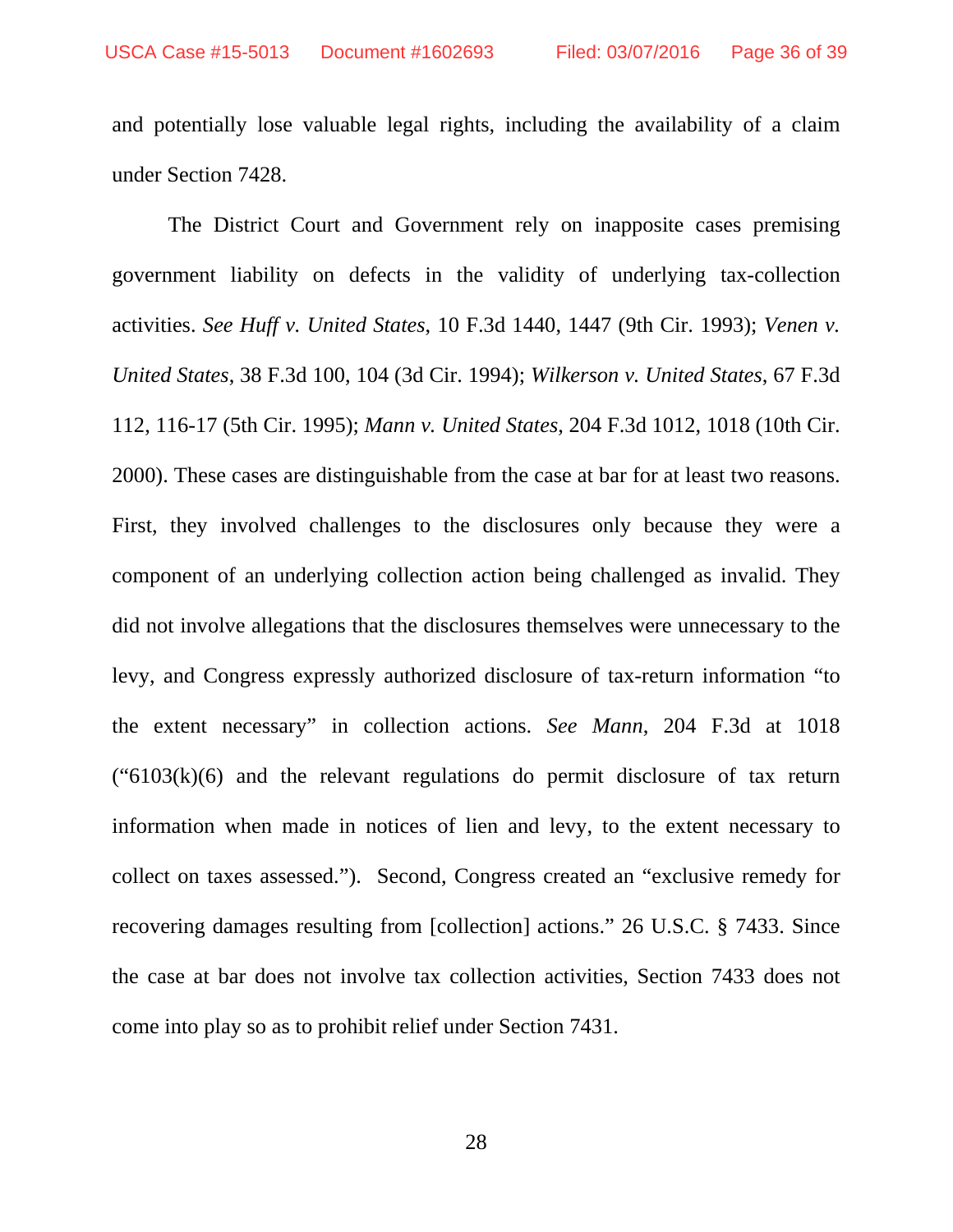and potentially lose valuable legal rights, including the availability of a claim under Section 7428.

The District Court and Government rely on inapposite cases premising government liability on defects in the validity of underlying tax-collection activities. *See Huff v. United States*, 10 F.3d 1440, 1447 (9th Cir. 1993); *Venen v. United States*, 38 F.3d 100, 104 (3d Cir. 1994); *Wilkerson v. United States*, 67 F.3d 112, 116-17 (5th Cir. 1995); *Mann v. United States*, 204 F.3d 1012, 1018 (10th Cir. 2000). These cases are distinguishable from the case at bar for at least two reasons. First, they involved challenges to the disclosures only because they were a component of an underlying collection action being challenged as invalid. They did not involve allegations that the disclosures themselves were unnecessary to the levy, and Congress expressly authorized disclosure of tax-return information "to the extent necessary" in collection actions. *See Mann*, 204 F.3d at 1018 ("6103(k)(6) and the relevant regulations do permit disclosure of tax return information when made in notices of lien and levy, to the extent necessary to collect on taxes assessed."). Second, Congress created an "exclusive remedy for recovering damages resulting from [collection] actions." 26 U.S.C. § 7433. Since the case at bar does not involve tax collection activities, Section 7433 does not come into play so as to prohibit relief under Section 7431.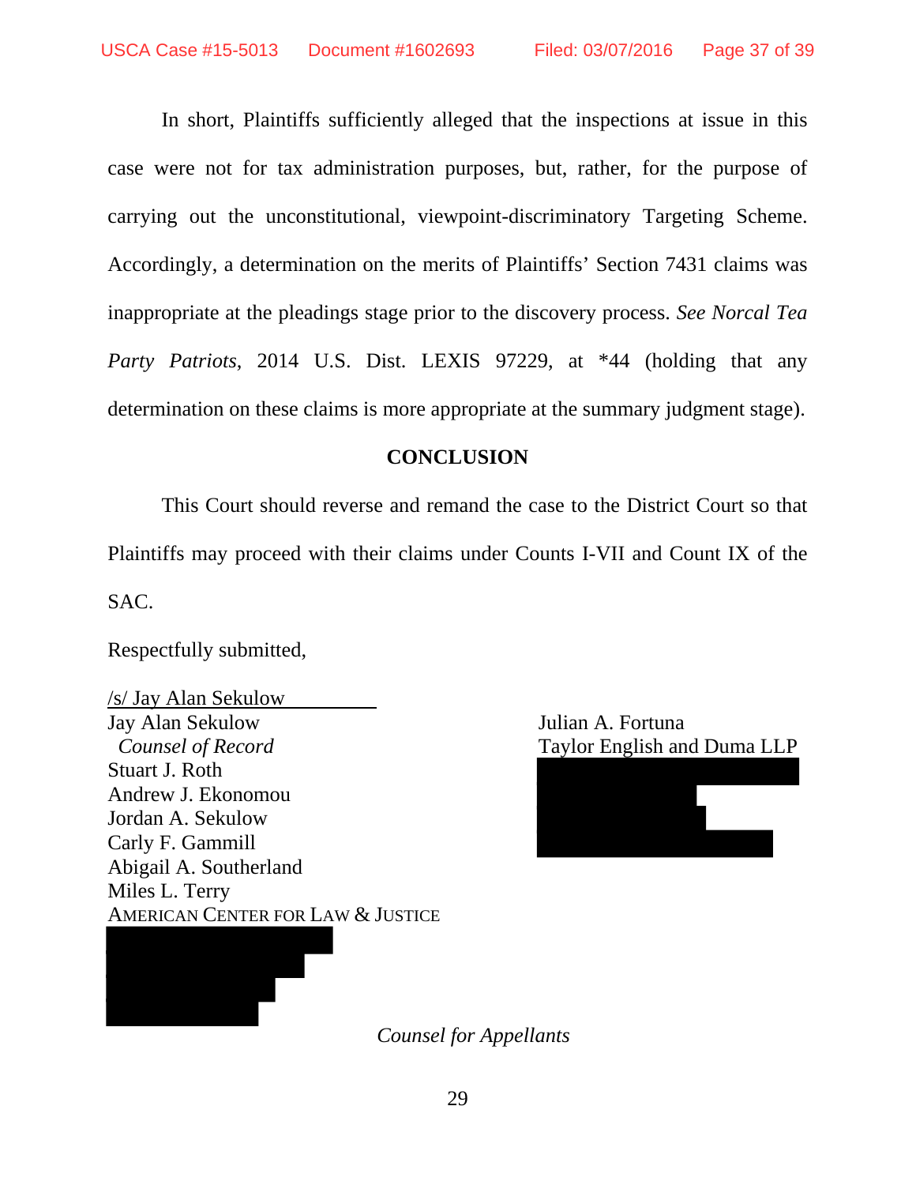In short, Plaintiffs sufficiently alleged that the inspections at issue in this case were not for tax administration purposes, but, rather, for the purpose of carrying out the unconstitutional, viewpoint-discriminatory Targeting Scheme. Accordingly, a determination on the merits of Plaintiffs' Section 7431 claims was inappropriate at the pleadings stage prior to the discovery process. *See Norcal Tea Party Patriots*, 2014 U.S. Dist. LEXIS 97229, at *44 (holding that any determination on these claims is more appropriate at the summary judgment stage).

## CONCLUSION

This Court should reverse and remand the case to the District Court so that Plaintiffs may proceed with their claims under Counts I-VII and Count IX of the SAC.

Respectfully submitted,

/s/ Jay Alan Sekulow
Jay Alan Sekulow
*Counsel of Record*
Stuart J. Roth
Andrew J. Ekonomou
Jordan A. Sekulow
Carly F. Gammill
Abigail A. Southerland
Miles L. Terry
AMERICAN CENTER FOR LAW & JUSTICE

Julian A. Fortuna
Taylor English and Duma LLP

*Counsel for Appellants*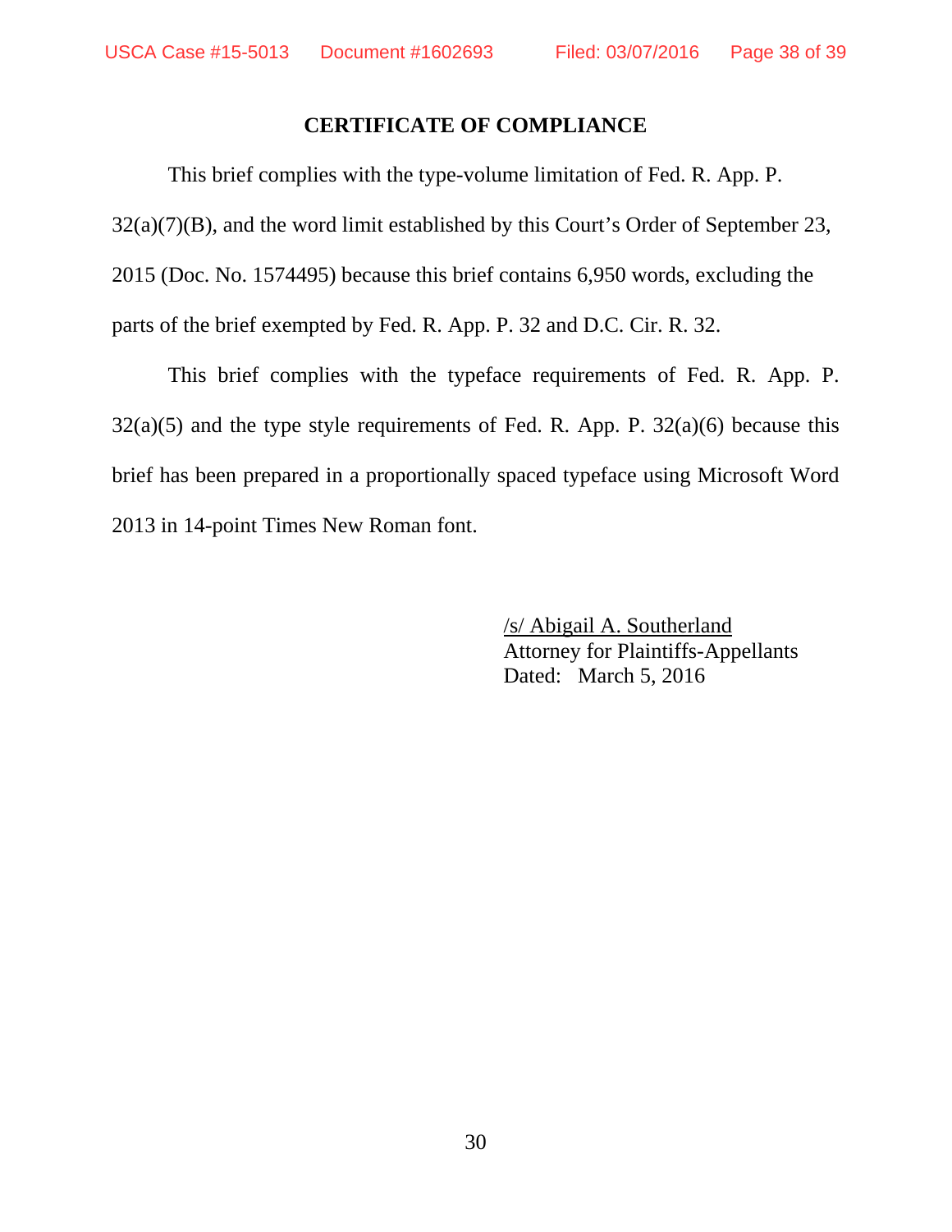## CERTIFICATE OF COMPLIANCE

This brief complies with the type-volume limitation of Fed. R. App. P. 32(a)(7)(B), and the word limit established by this Court's Order of September 23, 2015 (Doc. No. 1574495) because this brief contains 6,950 words, excluding the parts of the brief exempted by Fed. R. App. P. 32 and D.C. Cir. R. 32.

This brief complies with the typeface requirements of Fed. R. App. P. 32(a)(5) and the type style requirements of Fed. R. App. P. 32(a)(6) because this brief has been prepared in a proportionally spaced typeface using Microsoft Word 2013 in 14-point Times New Roman font.

/s/ Abigail A. Southerland
Attorney for Plaintiffs-Appellants
Dated: March 5, 2016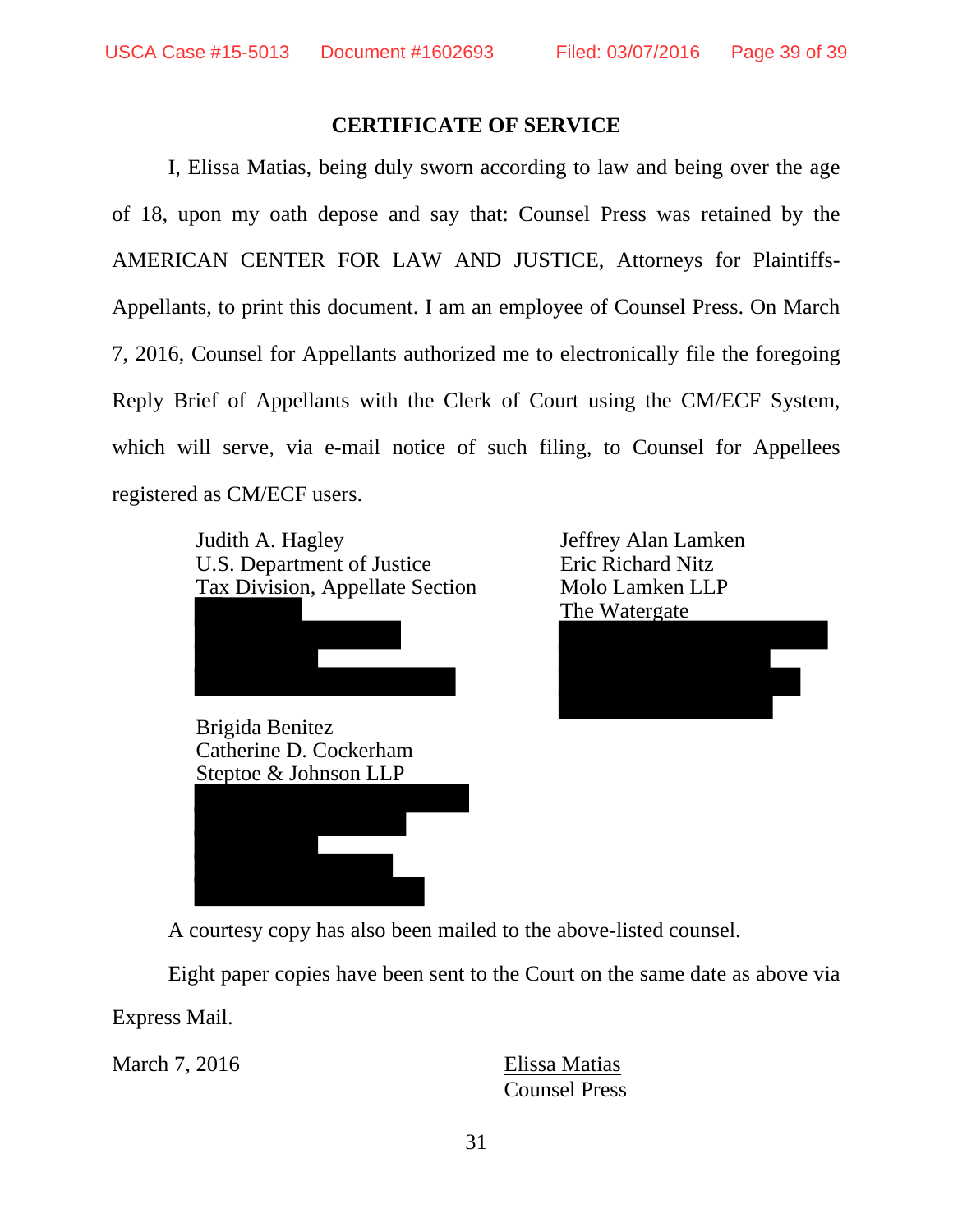## CERTIFICATE OF SERVICE

I, Elissa Matias, being duly sworn according to law and being over the age of 18, upon my oath depose and say that: Counsel Press was retained by the AMERICAN CENTER FOR LAW AND JUSTICE, Attorneys for Plaintiffs-Appellants, to print this document. I am an employee of Counsel Press. On March 7, 2016, Counsel for Appellants authorized me to electronically file the foregoing Reply Brief of Appellants with the Clerk of Court using the CM/ECF System, which will serve, via e-mail notice of such filing, to Counsel for Appellees registered as CM/ECF users.

Judith A. Hagley
U.S. Department of Justice
Tax Division, Appellate Section

Jeffrey Alan Lamken
Eric Richard Nitz
Molo Lamken LLP
The Watergate

Brigida Benitez
Catherine D. Cockerham
Steptoe & Johnson LLP

A courtesy copy has also been mailed to the above-listed counsel.

Eight paper copies have been sent to the Court on the same date as above via Express Mail.

March 7, 2016

Elissa Matias
Counsel Press